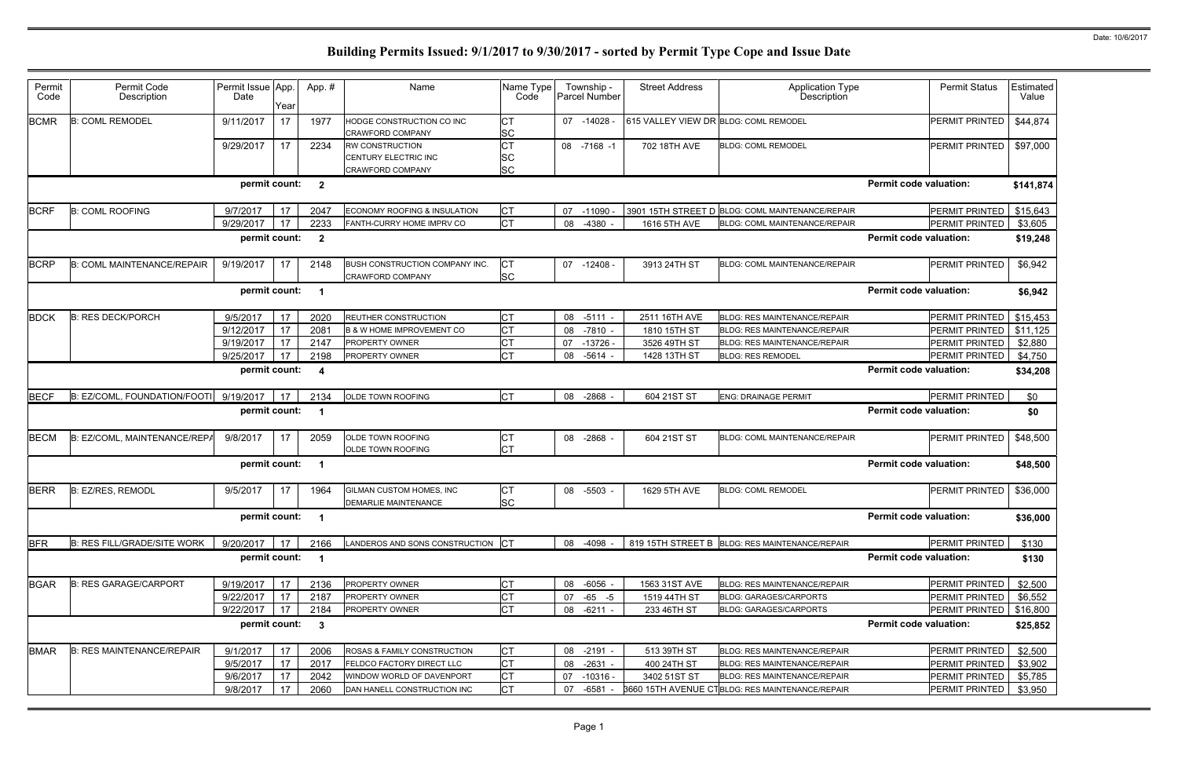Date: 10/6/2017

# Building Permits Issued: 9/1/2017 to 9/30/2017 - sorted by Permit Type Cope and Issue Date

| Permit Code | Permit Code Description | Permit Issue Date | App. Year | Appl. # | Name | Name Type Code | Township - Parcel Number | Street Address | Application Type Description | Permit Status | Estimated Value |
|---|---|---|---|---|---|---|---|---|---|---|---|
| BCMR | B: COML REMODEL | 9/11/2017 | 17 | 1977 | HODGE CONSTRUCTION CO INC<br>CRAWFORD COMPANY | CT<br>SC | 07 -14028 - | 615 VALLEY VIEW DR | BLDG: COML REMODEL | PERMIT PRINTED | $44,874 |
| | | 9/29/2017 | 17 | 2234 | RW CONSTRUCTION<br>CENTURY ELECTRIC INC<br>CRAWFORD COMPANY | CT<br>SC<br>SC | 08 -7168 -1 | 702 18TH AVE | BLDG: COML REMODEL | PERMIT PRINTED | $97,000 |
| | | permit count: | | 2 | | | | | | Permit code valuation: | $141,874 |
| BCRF | B: COML ROOFING | 9/7/2017 | 17 | 2047 | ECONOMY ROOFING & INSULATION | CT | 07 -11090 - | 3901 15TH STREET D | BLDG: COML MAINTENANCE/REPAIR | PERMIT PRINTED | $15,643 |
| | | 9/29/2017 | 17 | 2233 | FANTH-CURRY HOME IMPRV CO | CT | 08 -4380 - | 1616 5TH AVE | BLDG: COML MAINTENANCE/REPAIR | PERMIT PRINTED | $3,605 |
| | | permit count: | | 2 | | | | | | Permit code valuation: | $19,248 |
| BCRP | B: COML MAINTENANCE/REPAIR | 9/19/2017 | 17 | 2148 | BUSH CONSTRUCTION COMPANY INC.<br>CRAWFORD COMPANY | CT<br>SC | 07 -12408 - | 3913 24TH ST | BLDG: COML MAINTENANCE/REPAIR | PERMIT PRINTED | $6,942 |
| | | permit count: | | 1 | | | | | | Permit code valuation: | $6,942 |
| BDCK | B: RES DECK/PORCH | 9/5/2017 | 17 | 2020 | REUTHER CONSTRUCTION | CT | 08 -5111 - | 2511 16TH AVE | BLDG: RES MAINTENANCE/REPAIR | PERMIT PRINTED | $15,453 |
| | | 9/12/2017 | 17 | 2081 | B & W HOME IMPROVEMENT CO | CT | 08 -7810 - | 1810 15TH ST | BLDG: RES MAINTENANCE/REPAIR | PERMIT PRINTED | $11,125 |
| | | 9/19/2017 | 17 | 2147 | PROPERTY OWNER | CT | 07 -13726 - | 3526 49TH ST | BLDG: RES MAINTENANCE/REPAIR | PERMIT PRINTED | $2,880 |
| | | 9/25/2017 | 17 | 2198 | PROPERTY OWNER | CT | 08 -5614 - | 1428 13TH ST | BLDG: RES REMODEL | PERMIT PRINTED | $4,750 |
| | | permit count: | | 4 | | | | | | Permit code valuation: | $34,208 |
| BECF | B: EZ/COML, FOUNDATION/FOOTI | 9/19/2017 | 17 | 2134 | OLDE TOWN ROOFING | CT | 08 -2868 - | 604 21ST ST | ENG: DRAINAGE PERMIT | PERMIT PRINTED | $0 |
| | | permit count: | | 1 | | | | | | Permit code valuation: | $0 |
| BECM | B: EZ/COML, MAINTENANCE/REPA | 9/8/2017 | 17 | 2059 | OLDE TOWN ROOFING<br>OLDE TOWN ROOFING | CT<br>CT | 08 -2868 - | 604 21ST ST | BLDG: COML MAINTENANCE/REPAIR | PERMIT PRINTED | $48,500 |
| | | permit count: | | 1 | | | | | | Permit code valuation: | $48,500 |
| BERR | B: EZ/RES, REMODL | 9/5/2017 | 17 | 1964 | GILMAN CUSTOM HOMES, INC<br>DEMARLIE MAINTENANCE | CT<br>SC | 08 -5503 - | 1629 5TH AVE | BLDG: COML REMODEL | PERMIT PRINTED | $36,000 |
| | | permit count: | | 1 | | | | | | Permit code valuation: | $36,000 |
| BFR | B: RES FILL/GRADE/SITE WORK | 9/20/2017 | 17 | 2166 | LANDEROS AND SONS CONSTRUCTION | CT | 08 -4098 - | 819 15TH STREET B | BLDG: RES MAINTENANCE/REPAIR | PERMIT PRINTED | $130 |
| | | permit count: | | 1 | | | | | | Permit code valuation: | $130 |
| BGAR | B: RES GARAGE/CARPORT | 9/19/2017 | 17 | 2136 | PROPERTY OWNER | CT | 08 -6056 - | 1563 31ST AVE | BLDG: RES MAINTENANCE/REPAIR | PERMIT PRINTED | $2,500 |
| | | 9/22/2017 | 17 | 2187 | PROPERTY OWNER | CT | 07 -65 -5 | 1519 44TH ST | BLDG: GARAGES/CARPORTS | PERMIT PRINTED | $6,552 |
| | | 9/22/2017 | 17 | 2184 | PROPERTY OWNER | CT | 08 -6211 - | 233 46TH ST | BLDG: GARAGES/CARPORTS | PERMIT PRINTED | $16,800 |
| | | permit count: | | 3 | | | | | | Permit code valuation: | $25,852 |
| BMAR | B: RES MAINTENANCE/REPAIR | 9/1/2017 | 17 | 2006 | ROSAS & FAMILY CONSTRUCTION | CT | 08 -2191 - | 513 39TH ST | BLDG: RES MAINTENANCE/REPAIR | PERMIT PRINTED | $2,500 |
| | | 9/5/2017 | 17 | 2017 | FELDCO FACTORY DIRECT LLC | CT | 08 -2631 - | 400 24TH ST | BLDG: RES MAINTENANCE/REPAIR | PERMIT PRINTED | $3,902 |
| | | 9/6/2017 | 17 | 2042 | WINDOW WORLD OF DAVENPORT | CT | 07 -10316 - | 3402 51ST ST | BLDG: RES MAINTENANCE/REPAIR | PERMIT PRINTED | $5,785 |
| | | 9/8/2017 | 17 | 2060 | DAN HANELL CONSTRUCTION INC | CT | 07 -6581 - | 3660 15TH AVENUE CT | BLDG: RES MAINTENANCE/REPAIR | PERMIT PRINTED | $3,950 |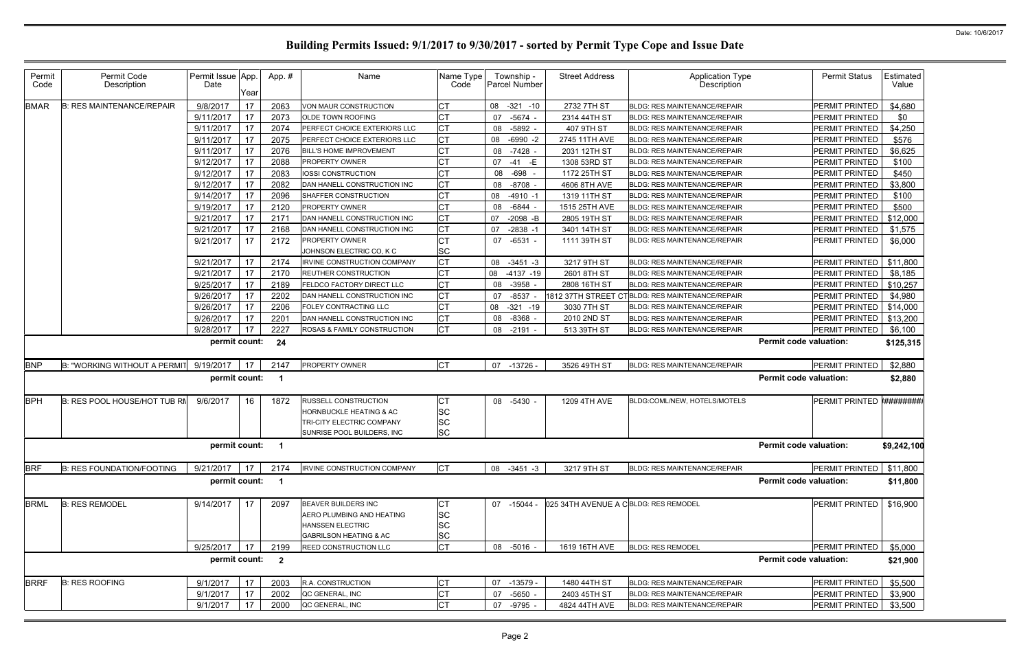# Building Permits Issued: 9/1/2017 to 9/30/2017 - sorted by Permit Type Cope and Issue Date

Date: 10/6/2017

| Permit Code | Permit Code Description | Permit Issue Date | App. Year | App. # | Name | Name Type Code | Township - Parcel Number | Street Address | Application Type Description | Permit Status | Estimated Value |
|---|---|---|---|---|---|---|---|---|---|---|---|
| BMAR | B: RES MAINTENANCE/REPAIR | 9/8/2017 | 17 | 2063 | VON MAUR CONSTRUCTION | CT | 08 -321 -10 | 2732 7TH ST | BLDG: RES MAINTENANCE/REPAIR | PERMIT PRINTED | $4,680 |
| | | 9/11/2017 | 17 | 2073 | OLDE TOWN ROOFING | CT | 07 -5674 - | 2314 44TH ST | BLDG: RES MAINTENANCE/REPAIR | PERMIT PRINTED | $0 |
| | | 9/11/2017 | 17 | 2074 | PERFECT CHOICE EXTERIORS LLC | CT | 08 -5892 - | 407 9TH ST | BLDG: RES MAINTENANCE/REPAIR | PERMIT PRINTED | $4,250 |
| | | 9/11/2017 | 17 | 2075 | PERFECT CHOICE EXTERIORS LLC | CT | 08 -6990 -2 | 2745 11TH AVE | BLDG: RES MAINTENANCE/REPAIR | PERMIT PRINTED | $576 |
| | | 9/11/2017 | 17 | 2076 | BILL'S HOME IMPROVEMENT | CT | 08 -7428 - | 2031 12TH ST | BLDG: RES MAINTENANCE/REPAIR | PERMIT PRINTED | $6,625 |
| | | 9/12/2017 | 17 | 2088 | PROPERTY OWNER | CT | 07 -41 -E | 1308 53RD ST | BLDG: RES MAINTENANCE/REPAIR | PERMIT PRINTED | $100 |
| | | 9/12/2017 | 17 | 2083 | IOSSI CONSTRUCTION | CT | 08 -698 - | 1172 25TH ST | BLDG: RES MAINTENANCE/REPAIR | PERMIT PRINTED | $450 |
| | | 9/12/2017 | 17 | 2082 | DAN HANELL CONSTRUCTION INC | CT | 08 -8708 - | 4606 8TH AVE | BLDG: RES MAINTENANCE/REPAIR | PERMIT PRINTED | $3,800 |
| | | 9/14/2017 | 17 | 2096 | SHAFFER CONSTRUCTION | CT | 08 -4910 -1 | 1319 11TH ST | BLDG: RES MAINTENANCE/REPAIR | PERMIT PRINTED | $100 |
| | | 9/19/2017 | 17 | 2120 | PROPERTY OWNER | CT | 08 -6844 - | 1515 25TH AVE | BLDG: RES MAINTENANCE/REPAIR | PERMIT PRINTED | $500 |
| | | 9/21/2017 | 17 | 2171 | DAN HANELL CONSTRUCTION INC | CT | 07 -2098 -B | 2805 19TH ST | BLDG: RES MAINTENANCE/REPAIR | PERMIT PRINTED | $12,000 |
| | | 9/21/2017 | 17 | 2168 | DAN HANELL CONSTRUCTION INC | CT | 07 -2838 -1 | 3401 14TH ST | BLDG: RES MAINTENANCE/REPAIR | PERMIT PRINTED | $1,575 |
| | | 9/21/2017 | 17 | 2172 | PROPERTY OWNER | CT | 07 -6531 - | 1111 39TH ST | BLDG: RES MAINTENANCE/REPAIR | PERMIT PRINTED | $6,000 |
| | | | | | JOHNSON ELECTRIC CO, K C | SC | | | | | |
| | | 9/21/2017 | 17 | 2174 | IRVINE CONSTRUCTION COMPANY | CT | 08 -3451 -3 | 3217 9TH ST | BLDG: RES MAINTENANCE/REPAIR | PERMIT PRINTED | $11,800 |
| | | 9/21/2017 | 17 | 2170 | REUTHER CONSTRUCTION | CT | 08 -4137 -19 | 2601 8TH ST | BLDG: RES MAINTENANCE/REPAIR | PERMIT PRINTED | $8,185 |
| | | 9/25/2017 | 17 | 2189 | FELDCO FACTORY DIRECT LLC | CT | 08 -3958 - | 2808 16TH ST | BLDG: RES MAINTENANCE/REPAIR | PERMIT PRINTED | $10,257 |
| | | 9/26/2017 | 17 | 2202 | DAN HANELL CONSTRUCTION INC | CT | 07 -8537 - | 1812 37TH STREET CT | BLDG: RES MAINTENANCE/REPAIR | PERMIT PRINTED | $4,980 |
| | | 9/26/2017 | 17 | 2206 | FOLEY CONTRACTING LLC | CT | 08 -321 -19 | 3030 7TH ST | BLDG: RES MAINTENANCE/REPAIR | PERMIT PRINTED | $14,000 |
| | | 9/26/2017 | 17 | 2201 | DAN HANELL CONSTRUCTION INC | CT | 08 -8368 - | 2010 2ND ST | BLDG: RES MAINTENANCE/REPAIR | PERMIT PRINTED | $13,200 |
| | | 9/28/2017 | 17 | 2227 | ROSAS & FAMILY CONSTRUCTION | CT | 08 -2191 - | 513 39TH ST | BLDG: RES MAINTENANCE/REPAIR | PERMIT PRINTED | $6,100 |
| | | permit count: | | 24 | | | | | | Permit code valuation: | $125,315 |
| BNP | B: "WORKING WITHOUT A PERMIT | 9/19/2017 | 17 | 2147 | PROPERTY OWNER | CT | 07 -13726 - | 3526 49TH ST | BLDG: RES MAINTENANCE/REPAIR | PERMIT PRINTED | $2,880 |
| | | permit count: | | 1 | | | | | | Permit code valuation: | $2,880 |
| BPH | B: RES POOL HOUSE/HOT TUB RM | 9/6/2017 | 16 | 1872 | RUSSELL CONSTRUCTION | CT | 08 -5430 - | 1209 4TH AVE | BLDG:COML/NEW, HOTELS/MOTELS | PERMIT PRINTED | ######### |
| | | | | | HORNBUCKLE HEATING & AC | SC | | | | | |
| | | | | | TRI-CITY ELECTRIC COMPANY | SC | | | | | |
| | | | | | SUNRISE POOL BUILDERS, INC | SC | | | | | |
| | | permit count: | | 1 | | | | | | Permit code valuation: | $9,242,100 |
| BRF | B: RES FOUNDATION/FOOTING | 9/21/2017 | 17 | 2174 | IRVINE CONSTRUCTION COMPANY | CT | 08 -3451 -3 | 3217 9TH ST | BLDG: RES MAINTENANCE/REPAIR | PERMIT PRINTED | $11,800 |
| | | permit count: | | 1 | | | | | | Permit code valuation: | $11,800 |
| BRML | B: RES REMODEL | 9/14/2017 | 17 | 2097 | BEAVER BUILDERS INC | CT | 07 -15044 - | 025 34TH AVENUE A C | BLDG: RES REMODEL | PERMIT PRINTED | $16,900 |
| | | | | | AERO PLUMBING AND HEATING | SC | | | | | |
| | | | | | HANSSEN ELECTRIC | SC | | | | | |
| | | | | | GABRILSON HEATING & AC | SC | | | | | |
| | | 9/25/2017 | 17 | 2199 | REED CONSTRUCTION LLC | CT | 08 -5016 - | 1619 16TH AVE | BLDG: RES REMODEL | PERMIT PRINTED | $5,000 |
| | | permit count: | | 2 | | | | | | Permit code valuation: | $21,900 |
| BRRF | B: RES ROOFING | 9/1/2017 | 17 | 2003 | R.A. CONSTRUCTION | CT | 07 -13579 - | 1480 44TH ST | BLDG: RES MAINTENANCE/REPAIR | PERMIT PRINTED | $5,500 |
| | | 9/1/2017 | 17 | 2002 | QC GENERAL, INC | CT | 07 -5650 - | 2403 45TH ST | BLDG: RES MAINTENANCE/REPAIR | PERMIT PRINTED | $3,900 |
| | | 9/1/2017 | 17 | 2000 | QC GENERAL, INC | CT | 07 -9795 - | 4824 44TH AVE | BLDG: RES MAINTENANCE/REPAIR | PERMIT PRINTED | $3,500 |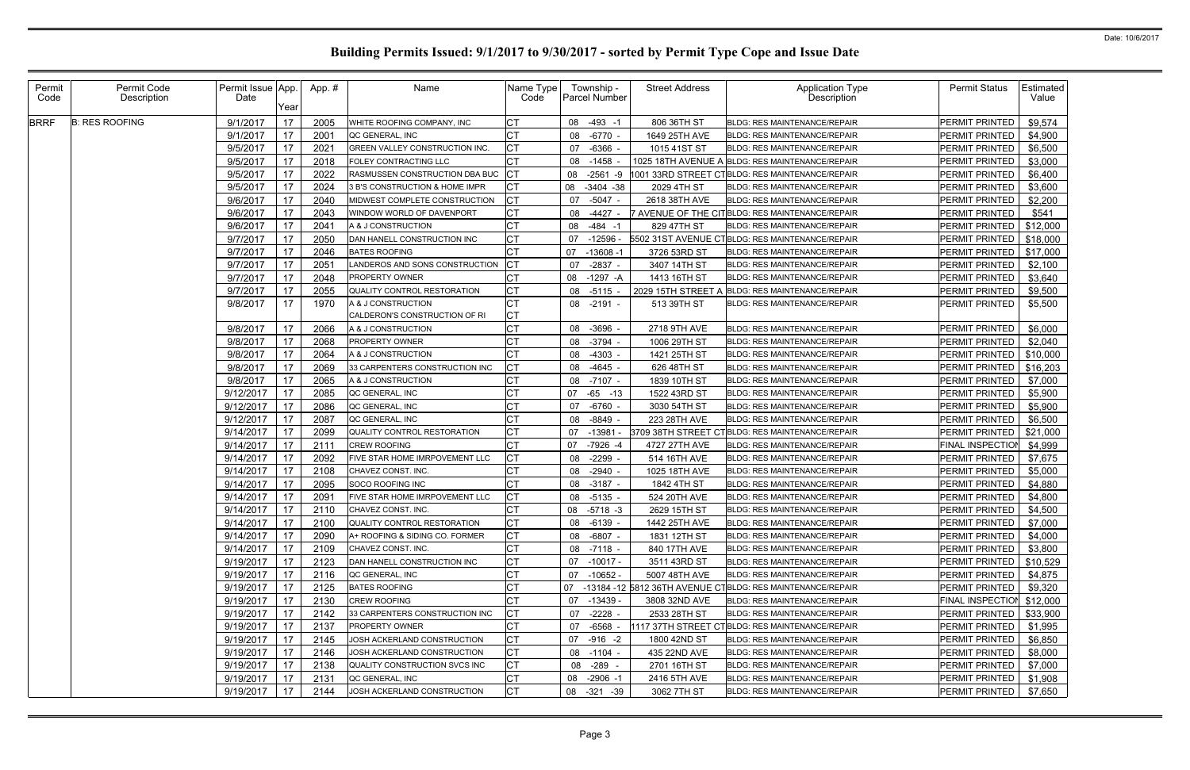# Building Permits Issued: 9/1/2017 to 9/30/2017 - sorted by Permit Type Cope and Issue Date

Date: 10/6/2017

| Permit Code | Permit Code Description | Permit Issue Date | App. Year | App. # | Name | Name Type Code | Township - Parcel Number | Street Address | Application Type Description | Permit Status | Estimated Value |
|---|---|---|---|---|---|---|---|---|---|---|---|
| BRRF | B: RES ROOFING | 9/1/2017 | 17 | 2005 | WHITE ROOFING COMPANY, INC | CT | 08 -493 -1 | 806 36TH ST | BLDG: RES MAINTENANCE/REPAIR | PERMIT PRINTED | $9,574 |
| | | 9/1/2017 | 17 | 2001 | QC GENERAL, INC | CT | 08 -6770 - | 1649 25TH AVE | BLDG: RES MAINTENANCE/REPAIR | PERMIT PRINTED | $4,900 |
| | | 9/5/2017 | 17 | 2021 | GREEN VALLEY CONSTRUCTION INC. | CT | 07 -6366 - | 1015 41ST ST | BLDG: RES MAINTENANCE/REPAIR | PERMIT PRINTED | $6,500 |
| | | 9/5/2017 | 17 | 2018 | FOLEY CONTRACTING LLC | CT | 08 -1458 - | 1025 18TH AVENUE A | BLDG: RES MAINTENANCE/REPAIR | PERMIT PRINTED | $3,000 |
| | | 9/5/2017 | 17 | 2022 | RASMUSSEN CONSTRUCTION DBA BUC | CT | 08 -2561 -9 | 1001 33RD STREET CT | BLDG: RES MAINTENANCE/REPAIR | PERMIT PRINTED | $6,400 |
| | | 9/5/2017 | 17 | 2024 | 3 B'S CONSTRUCTION & HOME IMPR | CT | 08 -3404 -38 | 2029 4TH ST | BLDG: RES MAINTENANCE/REPAIR | PERMIT PRINTED | $3,600 |
| | | 9/6/2017 | 17 | 2040 | MIDWEST COMPLETE CONSTRUCTION | CT | 07 -5047 - | 2618 38TH AVE | BLDG: RES MAINTENANCE/REPAIR | PERMIT PRINTED | $2,200 |
| | | 9/6/2017 | 17 | 2043 | WINDOW WORLD OF DAVENPORT | CT | 08 -4427 - | 7 AVENUE OF THE CIT | BLDG: RES MAINTENANCE/REPAIR | PERMIT PRINTED | $541 |
| | | 9/6/2017 | 17 | 2041 | A & J CONSTRUCTION | CT | 08 -484 -1 | 829 47TH ST | BLDG: RES MAINTENANCE/REPAIR | PERMIT PRINTED | $12,000 |
| | | 9/7/2017 | 17 | 2050 | DAN HANELL CONSTRUCTION INC | CT | 07 -12596 - | 5502 31ST AVENUE CT | BLDG: RES MAINTENANCE/REPAIR | PERMIT PRINTED | $18,000 |
| | | 9/7/2017 | 17 | 2046 | BATES ROOFING | CT | 07 -13608 -1 | 3726 53RD ST | BLDG: RES MAINTENANCE/REPAIR | PERMIT PRINTED | $17,000 |
| | | 9/7/2017 | 17 | 2051 | LANDEROS AND SONS CONSTRUCTION | CT | 07 -2837 - | 3407 14TH ST | BLDG: RES MAINTENANCE/REPAIR | PERMIT PRINTED | $2,100 |
| | | 9/7/2017 | 17 | 2048 | PROPERTY OWNER | CT | 08 -1297 -A | 1413 16TH ST | BLDG: RES MAINTENANCE/REPAIR | PERMIT PRINTED | $3,640 |
| | | 9/7/2017 | 17 | 2055 | QUALITY CONTROL RESTORATION | CT | 08 -5115 - | 2029 15TH STREET A | BLDG: RES MAINTENANCE/REPAIR | PERMIT PRINTED | $9,500 |
| | | 9/8/2017 | 17 | 1970 | A & J CONSTRUCTION<br>CALDERON'S CONSTRUCTION OF RI | CT<br>CT | 08 -2191 - | 513 39TH ST | BLDG: RES MAINTENANCE/REPAIR | PERMIT PRINTED | $5,500 |
| | | 9/8/2017 | 17 | 2066 | A & J CONSTRUCTION | CT | 08 -3696 - | 2718 9TH AVE | BLDG: RES MAINTENANCE/REPAIR | PERMIT PRINTED | $6,000 |
| | | 9/8/2017 | 17 | 2068 | PROPERTY OWNER | CT | 08 -3794 - | 1006 29TH ST | BLDG: RES MAINTENANCE/REPAIR | PERMIT PRINTED | $2,040 |
| | | 9/8/2017 | 17 | 2064 | A & J CONSTRUCTION | CT | 08 -4303 - | 1421 25TH ST | BLDG: RES MAINTENANCE/REPAIR | PERMIT PRINTED | $10,000 |
| | | 9/8/2017 | 17 | 2069 | 33 CARPENTERS CONSTRUCTION INC | CT | 08 -4645 - | 626 48TH ST | BLDG: RES MAINTENANCE/REPAIR | PERMIT PRINTED | $16,203 |
| | | 9/8/2017 | 17 | 2065 | A & J CONSTRUCTION | CT | 08 -7107 - | 1839 10TH ST | BLDG: RES MAINTENANCE/REPAIR | PERMIT PRINTED | $7,000 |
| | | 9/12/2017 | 17 | 2085 | QC GENERAL, INC | CT | 07 -65 -13 | 1522 43RD ST | BLDG: RES MAINTENANCE/REPAIR | PERMIT PRINTED | $5,900 |
| | | 9/12/2017 | 17 | 2086 | QC GENERAL, INC | CT | 07 -6760 - | 3030 54TH ST | BLDG: RES MAINTENANCE/REPAIR | PERMIT PRINTED | $5,900 |
| | | 9/12/2017 | 17 | 2087 | QC GENERAL, INC | CT | 08 -8849 - | 223 28TH AVE | BLDG: RES MAINTENANCE/REPAIR | PERMIT PRINTED | $6,500 |
| | | 9/14/2017 | 17 | 2099 | QUALITY CONTROL RESTORATION | CT | 07 -13981 - | 3709 38TH STREET CT | BLDG: RES MAINTENANCE/REPAIR | PERMIT PRINTED | $21,000 |
| | | 9/14/2017 | 17 | 2111 | CREW ROOFING | CT | 07 -7926 -4 | 4727 27TH AVE | BLDG: RES MAINTENANCE/REPAIR | FINAL INSPECTION | $4,999 |
| | | 9/14/2017 | 17 | 2092 | FIVE STAR HOME IMRPOVEMENT LLC | CT | 08 -2299 - | 514 16TH AVE | BLDG: RES MAINTENANCE/REPAIR | PERMIT PRINTED | $7,675 |
| | | 9/14/2017 | 17 | 2108 | CHAVEZ CONST. INC. | CT | 08 -2940 - | 1025 18TH AVE | BLDG: RES MAINTENANCE/REPAIR | PERMIT PRINTED | $5,000 |
| | | 9/14/2017 | 17 | 2095 | SOCO ROOFING INC | CT | 08 -3187 - | 1842 4TH ST | BLDG: RES MAINTENANCE/REPAIR | PERMIT PRINTED | $4,880 |
| | | 9/14/2017 | 17 | 2091 | FIVE STAR HOME IMRPOVEMENT LLC | CT | 08 -5135 - | 524 20TH AVE | BLDG: RES MAINTENANCE/REPAIR | PERMIT PRINTED | $4,800 |
| | | 9/14/2017 | 17 | 2110 | CHAVEZ CONST. INC. | CT | 08 -5718 -3 | 2629 15TH ST | BLDG: RES MAINTENANCE/REPAIR | PERMIT PRINTED | $4,500 |
| | | 9/14/2017 | 17 | 2100 | QUALITY CONTROL RESTORATION | CT | 08 -6139 - | 1442 25TH AVE | BLDG: RES MAINTENANCE/REPAIR | PERMIT PRINTED | $7,000 |
| | | 9/14/2017 | 17 | 2090 | A+ ROOFING & SIDING CO. FORMER | CT | 08 -6807 - | 1831 12TH ST | BLDG: RES MAINTENANCE/REPAIR | PERMIT PRINTED | $4,000 |
| | | 9/14/2017 | 17 | 2109 | CHAVEZ CONST. INC. | CT | 08 -7118 - | 840 17TH AVE | BLDG: RES MAINTENANCE/REPAIR | PERMIT PRINTED | $3,800 |
| | | 9/19/2017 | 17 | 2123 | DAN HANELL CONSTRUCTION INC | CT | 07 -10017 - | 3511 43RD ST | BLDG: RES MAINTENANCE/REPAIR | PERMIT PRINTED | $10,529 |
| | | 9/19/2017 | 17 | 2116 | QC GENERAL, INC | CT | 07 -10652 - | 5007 48TH AVE | BLDG: RES MAINTENANCE/REPAIR | PERMIT PRINTED | $4,875 |
| | | 9/19/2017 | 17 | 2125 | BATES ROOFING | CT | 07 -13184 -12 | 5812 36TH AVENUE CT | BLDG: RES MAINTENANCE/REPAIR | PERMIT PRINTED | $9,320 |
| | | 9/19/2017 | 17 | 2130 | CREW ROOFING | CT | 07 -13439 - | 3808 32ND AVE | BLDG: RES MAINTENANCE/REPAIR | FINAL INSPECTION | $12,000 |
| | | 9/19/2017 | 17 | 2142 | 33 CARPENTERS CONSTRUCTION INC | CT | 07 -2228 - | 2533 28TH ST | BLDG: RES MAINTENANCE/REPAIR | PERMIT PRINTED | $33,900 |
| | | 9/19/2017 | 17 | 2137 | PROPERTY OWNER | CT | 07 -6568 - | 1117 37TH STREET CT | BLDG: RES MAINTENANCE/REPAIR | PERMIT PRINTED | $1,995 |
| | | 9/19/2017 | 17 | 2145 | JOSH ACKERLAND CONSTRUCTION | CT | 07 -916 -2 | 1800 42ND ST | BLDG: RES MAINTENANCE/REPAIR | PERMIT PRINTED | $6,850 |
| | | 9/19/2017 | 17 | 2146 | JOSH ACKERLAND CONSTRUCTION | CT | 08 -1104 - | 435 22ND AVE | BLDG: RES MAINTENANCE/REPAIR | PERMIT PRINTED | $8,000 |
| | | 9/19/2017 | 17 | 2138 | QUALITY CONSTRUCTION SVCS INC | CT | 08 -289 - | 2701 16TH ST | BLDG: RES MAINTENANCE/REPAIR | PERMIT PRINTED | $7,000 |
| | | 9/19/2017 | 17 | 2131 | QC GENERAL, INC | CT | 08 -2906 -1 | 2416 5TH AVE | BLDG: RES MAINTENANCE/REPAIR | PERMIT PRINTED | $1,908 |
| | | 9/19/2017 | 17 | 2144 | JOSH ACKERLAND CONSTRUCTION | CT | 08 -321 -39 | 3062 7TH ST | BLDG: RES MAINTENANCE/REPAIR | PERMIT PRINTED | $7,650 |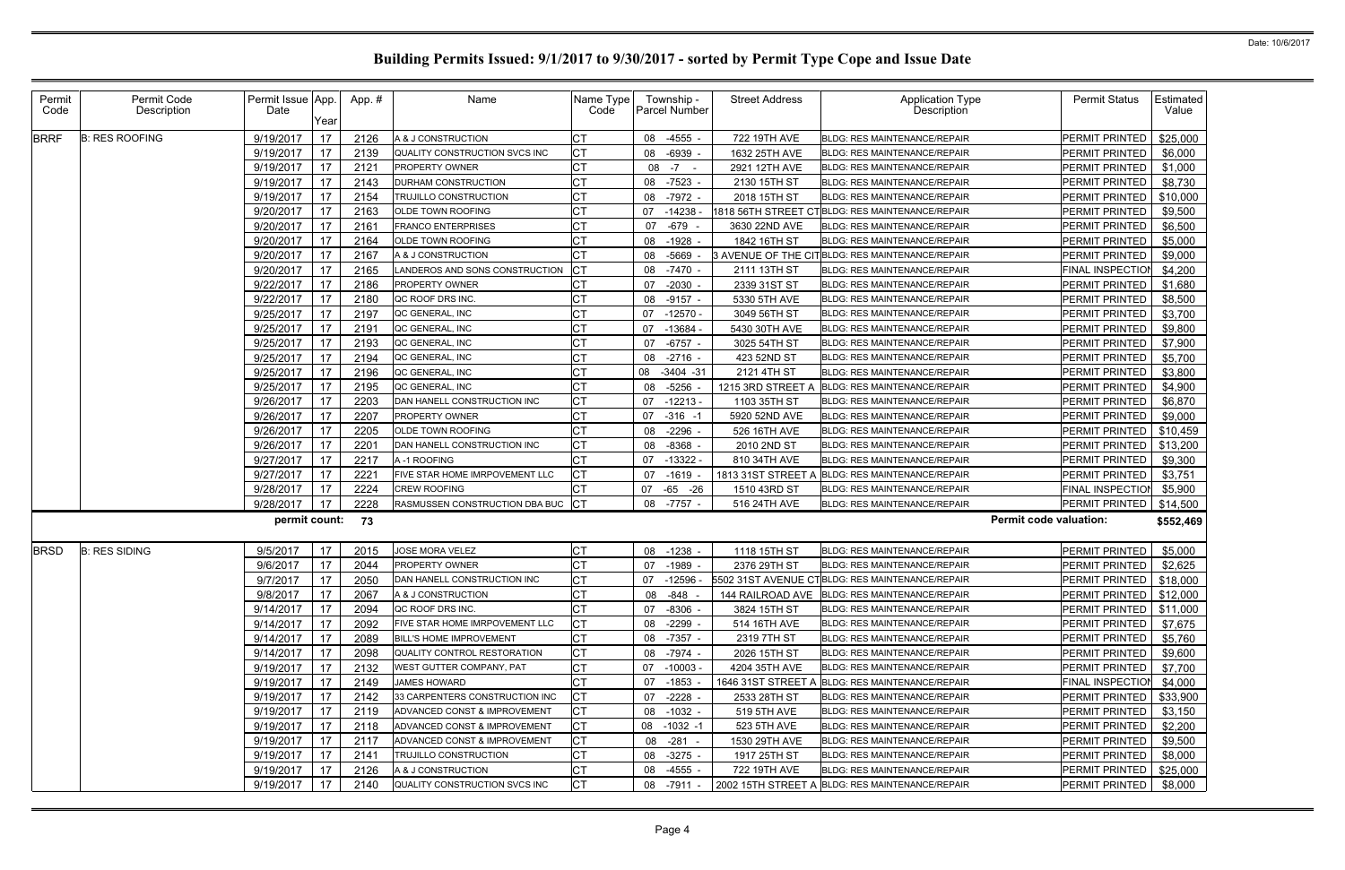# Building Permits Issued: 9/1/2017 to 9/30/2017 - sorted by Permit Type Cope and Issue Date

Date: 10/6/2017

| Permit Code | Permit Code Description | Permit Issue Date | App. Year | App. # | Name | Name Type Code | Township - Parcel Number | Street Address | Application Type Description | Permit Status | Estimated Value |
|---|---|---|---|---|---|---|---|---|---|---|---|
| BRRF | B: RES ROOFING | 9/19/2017 | 17 | 2126 | A & J CONSTRUCTION | CT | 08 -4555 - | 722 19TH AVE | BLDG: RES MAINTENANCE/REPAIR | PERMIT PRINTED | $25,000 |
| | | 9/19/2017 | 17 | 2139 | QUALITY CONSTRUCTION SVCS INC | CT | 08 -6939 - | 1632 25TH AVE | BLDG: RES MAINTENANCE/REPAIR | PERMIT PRINTED | $6,000 |
| | | 9/19/2017 | 17 | 2121 | PROPERTY OWNER | CT | 08 -7 - | 2921 12TH AVE | BLDG: RES MAINTENANCE/REPAIR | PERMIT PRINTED | $1,000 |
| | | 9/19/2017 | 17 | 2143 | DURHAM CONSTRUCTION | CT | 08 -7523 - | 2130 15TH ST | BLDG: RES MAINTENANCE/REPAIR | PERMIT PRINTED | $8,730 |
| | | 9/19/2017 | 17 | 2154 | TRUJILLO CONSTRUCTION | CT | 08 -7972 - | 2018 15TH ST | BLDG: RES MAINTENANCE/REPAIR | PERMIT PRINTED | $10,000 |
| | | 9/20/2017 | 17 | 2163 | OLDE TOWN ROOFING | CT | 07 -14238 - | 1818 56TH STREET CT | BLDG: RES MAINTENANCE/REPAIR | PERMIT PRINTED | $9,500 |
| | | 9/20/2017 | 17 | 2161 | FRANCO ENTERPRISES | CT | 07 -679 - | 3630 22ND AVE | BLDG: RES MAINTENANCE/REPAIR | PERMIT PRINTED | $6,500 |
| | | 9/20/2017 | 17 | 2164 | OLDE TOWN ROOFING | CT | 08 -1928 - | 1842 16TH ST | BLDG: RES MAINTENANCE/REPAIR | PERMIT PRINTED | $5,000 |
| | | 9/20/2017 | 17 | 2167 | A & J CONSTRUCTION | CT | 08 -5669 - | 3 AVENUE OF THE CIT | BLDG: RES MAINTENANCE/REPAIR | PERMIT PRINTED | $9,000 |
| | | 9/20/2017 | 17 | 2165 | LANDEROS AND SONS CONSTRUCTION | CT | 08 -7470 - | 2111 13TH ST | BLDG: RES MAINTENANCE/REPAIR | FINAL INSPECTION | $4,200 |
| | | 9/22/2017 | 17 | 2186 | PROPERTY OWNER | CT | 07 -2030 - | 2339 31ST ST | BLDG: RES MAINTENANCE/REPAIR | PERMIT PRINTED | $1,680 |
| | | 9/22/2017 | 17 | 2180 | QC ROOF DRS INC. | CT | 08 -9157 - | 5330 5TH AVE | BLDG: RES MAINTENANCE/REPAIR | PERMIT PRINTED | $8,500 |
| | | 9/25/2017 | 17 | 2197 | QC GENERAL, INC | CT | 07 -12570 - | 3049 56TH ST | BLDG: RES MAINTENANCE/REPAIR | PERMIT PRINTED | $3,700 |
| | | 9/25/2017 | 17 | 2191 | QC GENERAL, INC | CT | 07 -13684 - | 5430 30TH AVE | BLDG: RES MAINTENANCE/REPAIR | PERMIT PRINTED | $9,800 |
| | | 9/25/2017 | 17 | 2193 | QC GENERAL, INC | CT | 07 -6757 - | 3025 54TH ST | BLDG: RES MAINTENANCE/REPAIR | PERMIT PRINTED | $7,900 |
| | | 9/25/2017 | 17 | 2194 | QC GENERAL, INC | CT | 08 -2716 - | 423 52ND ST | BLDG: RES MAINTENANCE/REPAIR | PERMIT PRINTED | $5,700 |
| | | 9/25/2017 | 17 | 2196 | QC GENERAL, INC | CT | 08 -3404 -31 | 2121 4TH ST | BLDG: RES MAINTENANCE/REPAIR | PERMIT PRINTED | $3,800 |
| | | 9/25/2017 | 17 | 2195 | QC GENERAL, INC | CT | 08 -5256 - | 1215 3RD STREET A | BLDG: RES MAINTENANCE/REPAIR | PERMIT PRINTED | $4,900 |
| | | 9/26/2017 | 17 | 2203 | DAN HANELL CONSTRUCTION INC | CT | 07 -12213 - | 1103 35TH ST | BLDG: RES MAINTENANCE/REPAIR | PERMIT PRINTED | $6,870 |
| | | 9/26/2017 | 17 | 2207 | PROPERTY OWNER | CT | 07 -316 -1 | 5920 52ND AVE | BLDG: RES MAINTENANCE/REPAIR | PERMIT PRINTED | $9,000 |
| | | 9/26/2017 | 17 | 2205 | OLDE TOWN ROOFING | CT | 08 -2296 - | 526 16TH AVE | BLDG: RES MAINTENANCE/REPAIR | PERMIT PRINTED | $10,459 |
| | | 9/26/2017 | 17 | 2201 | DAN HANELL CONSTRUCTION INC | CT | 08 -8368 - | 2010 2ND ST | BLDG: RES MAINTENANCE/REPAIR | PERMIT PRINTED | $13,200 |
| | | 9/27/2017 | 17 | 2217 | A -1 ROOFING | CT | 07 -13322 - | 810 34TH AVE | BLDG: RES MAINTENANCE/REPAIR | PERMIT PRINTED | $9,300 |
| | | 9/27/2017 | 17 | 2221 | FIVE STAR HOME IMRPOVEMENT LLC | CT | 07 -1619 - | 1813 31ST STREET A | BLDG: RES MAINTENANCE/REPAIR | PERMIT PRINTED | $3,751 |
| | | 9/28/2017 | 17 | 2224 | CREW ROOFING | CT | 07 -65 -26 | 1510 43RD ST | BLDG: RES MAINTENANCE/REPAIR | FINAL INSPECTION | $5,900 |
| | | 9/28/2017 | 17 | 2228 | RASMUSSEN CONSTRUCTION DBA BUC | CT | 08 -7757 - | 516 24TH AVE | BLDG: RES MAINTENANCE/REPAIR | PERMIT PRINTED | $14,500 |
| | | permit count: | 73 | | | | | | Permit code valuation: | | $552,469 |
| BRSD | B: RES SIDING | 9/5/2017 | 17 | 2015 | JOSE MORA VELEZ | CT | 08 -1238 - | 1118 15TH ST | BLDG: RES MAINTENANCE/REPAIR | PERMIT PRINTED | $5,000 |
| | | 9/6/2017 | 17 | 2044 | PROPERTY OWNER | CT | 07 -1989 - | 2376 29TH ST | BLDG: RES MAINTENANCE/REPAIR | PERMIT PRINTED | $2,625 |
| | | 9/7/2017 | 17 | 2050 | DAN HANELL CONSTRUCTION INC | CT | 07 -12596 - | 5502 31ST AVENUE CT | BLDG: RES MAINTENANCE/REPAIR | PERMIT PRINTED | $18,000 |
| | | 9/8/2017 | 17 | 2067 | A & J CONSTRUCTION | CT | 08 -848 - | 144 RAILROAD AVE | BLDG: RES MAINTENANCE/REPAIR | PERMIT PRINTED | $12,000 |
| | | 9/14/2017 | 17 | 2094 | QC ROOF DRS INC. | CT | 07 -8306 - | 3824 15TH ST | BLDG: RES MAINTENANCE/REPAIR | PERMIT PRINTED | $11,000 |
| | | 9/14/2017 | 17 | 2092 | FIVE STAR HOME IMRPOVEMENT LLC | CT | 08 -2299 - | 514 16TH AVE | BLDG: RES MAINTENANCE/REPAIR | PERMIT PRINTED | $7,675 |
| | | 9/14/2017 | 17 | 2089 | BILL'S HOME IMPROVEMENT | CT | 08 -7357 - | 2319 7TH ST | BLDG: RES MAINTENANCE/REPAIR | PERMIT PRINTED | $5,760 |
| | | 9/14/2017 | 17 | 2098 | QUALITY CONTROL RESTORATION | CT | 08 -7974 - | 2026 15TH ST | BLDG: RES MAINTENANCE/REPAIR | PERMIT PRINTED | $9,600 |
| | | 9/19/2017 | 17 | 2132 | WEST GUTTER COMPANY, PAT | CT | 07 -10003 - | 4204 35TH AVE | BLDG: RES MAINTENANCE/REPAIR | PERMIT PRINTED | $7,700 |
| | | 9/19/2017 | 17 | 2149 | JAMES HOWARD | CT | 07 -1853 - | 1646 31ST STREET A | BLDG: RES MAINTENANCE/REPAIR | FINAL INSPECTION | $4,000 |
| | | 9/19/2017 | 17 | 2142 | 33 CARPENTERS CONSTRUCTION INC | CT | 07 -2228 - | 2533 28TH ST | BLDG: RES MAINTENANCE/REPAIR | PERMIT PRINTED | $33,900 |
| | | 9/19/2017 | 17 | 2119 | ADVANCED CONST & IMPROVEMENT | CT | 08 -1032 - | 519 5TH AVE | BLDG: RES MAINTENANCE/REPAIR | PERMIT PRINTED | $3,150 |
| | | 9/19/2017 | 17 | 2118 | ADVANCED CONST & IMPROVEMENT | CT | 08 -1032 -1 | 523 5TH AVE | BLDG: RES MAINTENANCE/REPAIR | PERMIT PRINTED | $2,200 |
| | | 9/19/2017 | 17 | 2117 | ADVANCED CONST & IMPROVEMENT | CT | 08 -281 - | 1530 29TH AVE | BLDG: RES MAINTENANCE/REPAIR | PERMIT PRINTED | $9,500 |
| | | 9/19/2017 | 17 | 2141 | TRUJILLO CONSTRUCTION | CT | 08 -3275 - | 1917 25TH ST | BLDG: RES MAINTENANCE/REPAIR | PERMIT PRINTED | $8,000 |
| | | 9/19/2017 | 17 | 2126 | A & J CONSTRUCTION | CT | 08 -4555 - | 722 19TH AVE | BLDG: RES MAINTENANCE/REPAIR | PERMIT PRINTED | $25,000 |
| | | 9/19/2017 | 17 | 2140 | QUALITY CONSTRUCTION SVCS INC | CT | 08 -7911 - | 2002 15TH STREET A | BLDG: RES MAINTENANCE/REPAIR | PERMIT PRINTED | $8,000 |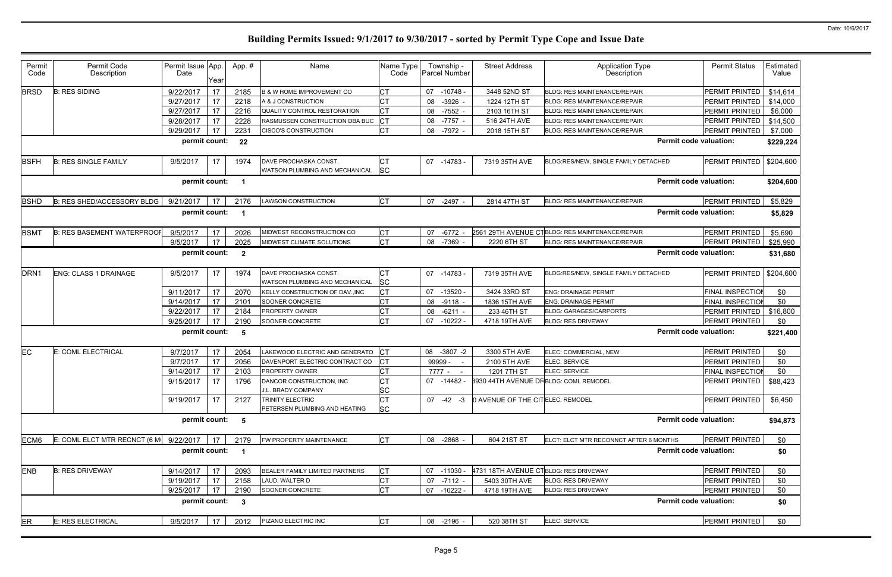# Building Permits Issued: 9/1/2017 to 9/30/2017 - sorted by Permit Type Cope and Issue Date

| Permit Code | Permit Code Description | Permit Issue Date | App. Year | App. # | Name | Name Type Code | Township - Parcel Number | Street Address | Application Type Description | Permit Status | Estimated Value |
|---|---|---|---|---|---|---|---|---|---|---|---|
| BRSD | B: RES SIDING | 9/22/2017 | 17 | 2185 | B & W HOME IMPROVEMENT CO | CT | 07 -10748 - | 3448 52ND ST | BLDG: RES MAINTENANCE/REPAIR | PERMIT PRINTED | $14,614 |
| | | 9/27/2017 | 17 | 2218 | A & J CONSTRUCTION | CT | 08 -3926 - | 1224 12TH ST | BLDG: RES MAINTENANCE/REPAIR | PERMIT PRINTED | $14,000 |
| | | 9/27/2017 | 17 | 2216 | QUALITY CONTROL RESTORATION | CT | 08 -7552 - | 2103 16TH ST | BLDG: RES MAINTENANCE/REPAIR | PERMIT PRINTED | $6,000 |
| | | 9/28/2017 | 17 | 2228 | RASMUSSEN CONSTRUCTION DBA BUC | CT | 08 -7757 - | 516 24TH AVE | BLDG: RES MAINTENANCE/REPAIR | PERMIT PRINTED | $14,500 |
| | | 9/29/2017 | 17 | 2231 | CISCO'S CONSTRUCTION | CT | 08 -7972 - | 2018 15TH ST | BLDG: RES MAINTENANCE/REPAIR | PERMIT PRINTED | $7,000 |
| | | permit count: | | 22 | | | | | Permit code valuation: | | $229,224 |
| BSFH | B: RES SINGLE FAMILY | 9/5/2017 | 17 | 1974 | DAVE PROCHASKA CONST.<br>WATSON PLUMBING AND MECHANICAL | CT<br>SC | 07 -14783 - | 7319 35TH AVE | BLDG:RES/NEW, SINGLE FAMILY DETACHED | PERMIT PRINTED | $204,600 |
| | | permit count: | | 1 | | | | | Permit code valuation: | | $204,600 |
| BSHD | B: RES SHED/ACCESSORY BLDG | 9/21/2017 | 17 | 2176 | LAWSON CONSTRUCTION | CT | 07 -2497 - | 2814 47TH ST | BLDG: RES MAINTENANCE/REPAIR | PERMIT PRINTED | $5,829 |
| | | permit count: | | 1 | | | | | Permit code valuation: | | $5,829 |
| BSMT | B: RES BASEMENT WATERPROOF | 9/5/2017 | 17 | 2026 | MIDWEST RECONSTRUCTION CO | CT | 07 -6772 - | 2561 29TH AVENUE CT | BLDG: RES MAINTENANCE/REPAIR | PERMIT PRINTED | $5,690 |
| | | 9/5/2017 | 17 | 2025 | MIDWEST CLIMATE SOLUTIONS | CT | 08 -7369 - | 2220 6TH ST | BLDG: RES MAINTENANCE/REPAIR | PERMIT PRINTED | $25,990 |
| | | permit count: | | 2 | | | | | Permit code valuation: | | $31,680 |
| DRN1 | ENG: CLASS 1 DRAINAGE | 9/5/2017 | 17 | 1974 | DAVE PROCHASKA CONST.<br>WATSON PLUMBING AND MECHANICAL | CT<br>SC | 07 -14783 - | 7319 35TH AVE | BLDG:RES/NEW, SINGLE FAMILY DETACHED | PERMIT PRINTED | $204,600 |
| | | 9/11/2017 | 17 | 2070 | KELLY CONSTRUCTION OF DAV.,INC | CT | 07 -13520 - | 3424 33RD ST | ENG: DRAINAGE PERMIT | FINAL INSPECTION | $0 |
| | | 9/14/2017 | 17 | 2101 | SOONER CONCRETE | CT | 08 -9118 - | 1836 15TH AVE | ENG: DRAINAGE PERMIT | FINAL INSPECTION | $0 |
| | | 9/22/2017 | 17 | 2184 | PROPERTY OWNER | CT | 08 -6211 - | 233 46TH ST | BLDG: GARAGES/CARPORTS | PERMIT PRINTED | $16,800 |
| | | 9/25/2017 | 17 | 2190 | SOONER CONCRETE | CT | 07 -10222 - | 4718 19TH AVE | BLDG: RES DRIVEWAY | PERMIT PRINTED | $0 |
| | | permit count: | | 5 | | | | | Permit code valuation: | | $221,400 |
| EC | E: COML ELECTRICAL | 9/7/2017 | 17 | 2054 | LAKEWOOD ELECTRIC AND GENERATO | CT | 08 -3807 -2 | 3300 5TH AVE | ELEC: COMMERCIAL, NEW | PERMIT PRINTED | $0 |
| | | 9/7/2017 | 17 | 2056 | DAVENPORT ELECTRIC CONTRACT CO | CT | 99999 - - | 2100 5TH AVE | ELEC: SERVICE | PERMIT PRINTED | $0 |
| | | 9/14/2017 | 17 | 2103 | PROPERTY OWNER | CT | 7777 - - | 1201 7TH ST | ELEC: SERVICE | FINAL INSPECTION | $0 |
| | | 9/15/2017 | 17 | 1796 | DANCOR CONSTRUCTION, INC<br>J.L. BRADY COMPANY | CT<br>SC | 07 -14482 - | 3930 44TH AVENUE DR | BLDG: COML REMODEL | PERMIT PRINTED | $88,423 |
| | | 9/19/2017 | 17 | 2127 | TRINITY ELECTRIC<br>PETERSEN PLUMBING AND HEATING | CT<br>SC | 07 -42 -3 | 0 AVENUE OF THE CITI | ELEC: REMODEL | PERMIT PRINTED | $6,450 |
| | | permit count: | | 5 | | | | | Permit code valuation: | | $94,873 |
| ECM6 | E: COML ELCT MTR RECNCT (6 MO | 9/22/2017 | 17 | 2179 | FW PROPERTY MAINTENANCE | CT | 08 -2868 - | 604 21ST ST | ELCT: ELCT MTR RECONNCT AFTER 6 MONTHS | PERMIT PRINTED | $0 |
| | | permit count: | | 1 | | | | | Permit code valuation: | | $0 |
| ENB | B: RES DRIVEWAY | 9/14/2017 | 17 | 2093 | BEALER FAMILY LIMITED PARTNERS | CT | 07 -11030 - | 4731 18TH AVENUE CT | BLDG: RES DRIVEWAY | PERMIT PRINTED | $0 |
| | | 9/19/2017 | 17 | 2158 | LAUD, WALTER D | CT | 07 -7112 - | 5403 30TH AVE | BLDG: RES DRIVEWAY | PERMIT PRINTED | $0 |
| | | 9/25/2017 | 17 | 2190 | SOONER CONCRETE | CT | 07 -10222 - | 4718 19TH AVE | BLDG: RES DRIVEWAY | PERMIT PRINTED | $0 |
| | | permit count: | | 3 | | | | | Permit code valuation: | | $0 |
| ER | E: RES ELECTRICAL | 9/5/2017 | 17 | 2012 | PIZANO ELECTRIC INC | CT | 08 -2196 - | 520 38TH ST | ELEC: SERVICE | PERMIT PRINTED | $0 |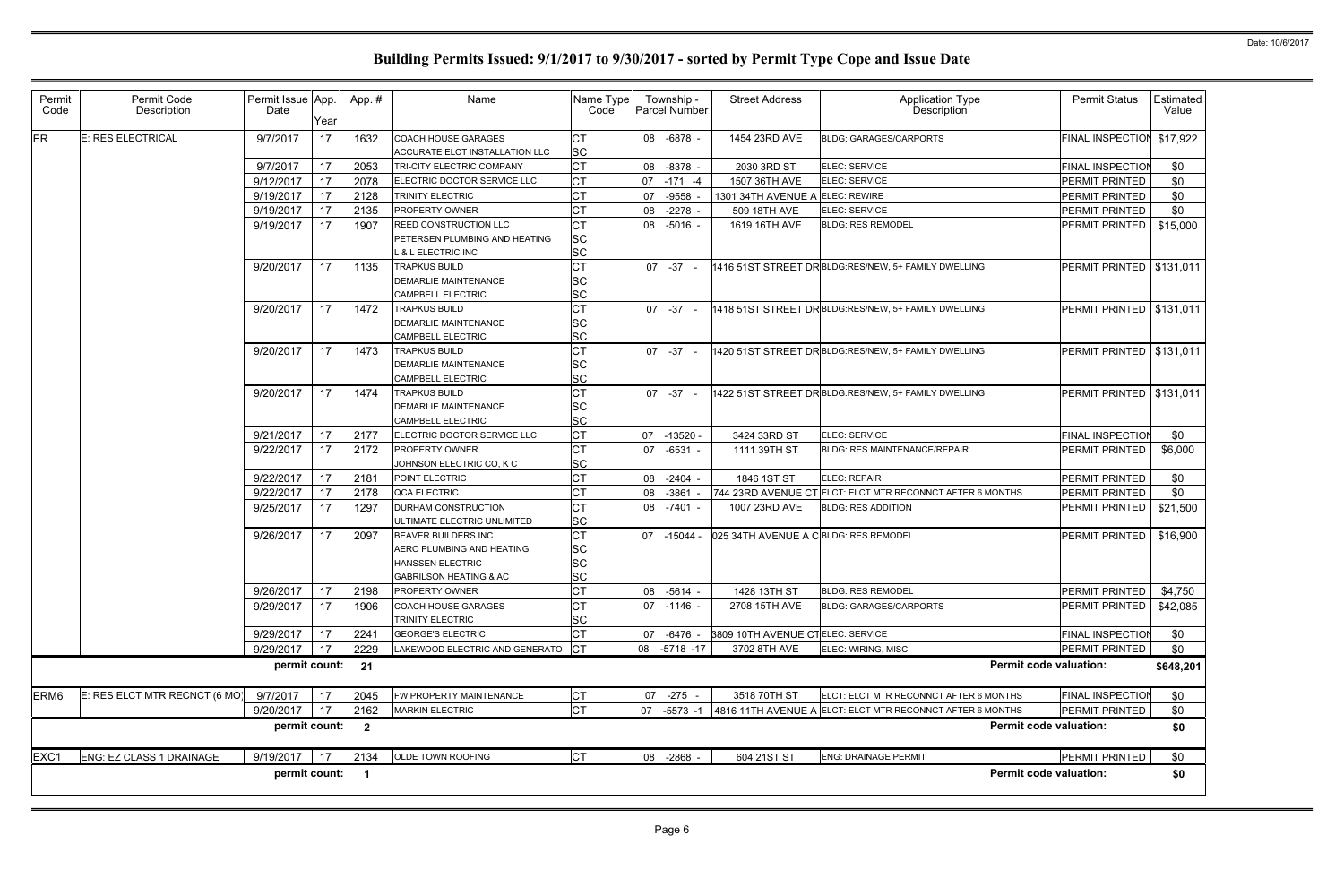# Building Permits Issued: 9/1/2017 to 9/30/2017 - sorted by Permit Type Cope and Issue Date

Date: 10/6/2017

| Permit Code | Permit Code Description | Permit Issue Date | App. Year | Appl. # | Name | Name Type Code | Township - Parcel Number | Street Address | Application Type Description | Permit Status | Estimated Value |
|---|---|---|---|---|---|---|---|---|---|---|---|
| ER | E: RES ELECTRICAL | 9/7/2017 | 17 | 1632 | COACH HOUSE GARAGES<br>ACCURATE ELCT INSTALLATION LLC | CT<br>SC | 08 -6878 - | 1454 23RD AVE | BLDG: GARAGES/CARPORTS | FINAL INSPECTION | $17,922 |
| | | 9/7/2017 | 17 | 2053 | TRI-CITY ELECTRIC COMPANY | CT | 08 -8378 - | 2030 3RD ST | ELEC: SERVICE | FINAL INSPECTION | $0 |
| | | 9/12/2017 | 17 | 2078 | ELECTRIC DOCTOR SERVICE LLC | CT | 07 -171 -4 | 1507 36TH AVE | ELEC: SERVICE | PERMIT PRINTED | $0 |
| | | 9/19/2017 | 17 | 2128 | TRINITY ELECTRIC | CT | 07 -9558 - | 1301 34TH AVENUE A | ELEC: REWIRE | PERMIT PRINTED | $0 |
| | | 9/19/2017 | 17 | 2135 | PROPERTY OWNER | CT | 08 -2278 - | 509 18TH AVE | ELEC: SERVICE | PERMIT PRINTED | $0 |
| | | 9/19/2017 | 17 | 1907 | REED CONSTRUCTION LLC<br>PETERSEN PLUMBING AND HEATING<br>L & L ELECTRIC INC | CT<br>SC<br>SC | 08 -5016 - | 1619 16TH AVE | BLDG: RES REMODEL | PERMIT PRINTED | $15,000 |
| | | 9/20/2017 | 17 | 1135 | TRAPKUS BUILD<br>DEMARLIE MAINTENANCE<br>CAMPBELL ELECTRIC | CT<br>SC<br>SC | 07 -37 - | 1416 51ST STREET DR | BLDG:RES/NEW, 5+ FAMILY DWELLING | PERMIT PRINTED | $131,011 |
| | | 9/20/2017 | 17 | 1472 | TRAPKUS BUILD<br>DEMARLIE MAINTENANCE<br>CAMPBELL ELECTRIC | CT<br>SC<br>SC | 07 -37 - | 1418 51ST STREET DR | BLDG:RES/NEW, 5+ FAMILY DWELLING | PERMIT PRINTED | $131,011 |
| | | 9/20/2017 | 17 | 1473 | TRAPKUS BUILD<br>DEMARLIE MAINTENANCE<br>CAMPBELL ELECTRIC | CT<br>SC<br>SC | 07 -37 - | 1420 51ST STREET DR | BLDG:RES/NEW, 5+ FAMILY DWELLING | PERMIT PRINTED | $131,011 |
| | | 9/20/2017 | 17 | 1474 | TRAPKUS BUILD<br>DEMARLIE MAINTENANCE<br>CAMPBELL ELECTRIC | CT<br>SC<br>SC | 07 -37 - | 1422 51ST STREET DR | BLDG:RES/NEW, 5+ FAMILY DWELLING | PERMIT PRINTED | $131,011 |
| | | 9/21/2017 | 17 | 2177 | ELECTRIC DOCTOR SERVICE LLC | CT | 07 -13520 - | 3424 33RD ST | ELEC: SERVICE | FINAL INSPECTION | $0 |
| | | 9/22/2017 | 17 | 2172 | PROPERTY OWNER<br>JOHNSON ELECTRIC CO, K C | CT<br>SC | 07 -6531 - | 1111 39TH ST | BLDG: RES MAINTENANCE/REPAIR | PERMIT PRINTED | $6,000 |
| | | 9/22/2017 | 17 | 2181 | POINT ELECTRIC | CT | 08 -2404 - | 1846 1ST ST | ELEC: REPAIR | PERMIT PRINTED | $0 |
| | | 9/22/2017 | 17 | 2178 | QCA ELECTRIC | CT | 08 -3861 - | 744 23RD AVENUE CT | ELCT: ELCT MTR RECONNCT AFTER 6 MONTHS | PERMIT PRINTED | $0 |
| | | 9/25/2017 | 17 | 1297 | DURHAM CONSTRUCTION<br>ULTIMATE ELECTRIC UNLIMITED | CT<br>SC | 08 -7401 - | 1007 23RD AVE | BLDG: RES ADDITION | PERMIT PRINTED | $21,500 |
| | | 9/26/2017 | 17 | 2097 | BEAVER BUILDERS INC<br>AERO PLUMBING AND HEATING<br>HANSSEN ELECTRIC<br>GABRILSON HEATING & AC | CT<br>SC<br>SC<br>SC | 07 -15044 - | 025 34TH AVENUE A C | BLDG: RES REMODEL | PERMIT PRINTED | $16,900 |
| | | 9/26/2017 | 17 | 2198 | PROPERTY OWNER | CT | 08 -5614 - | 1428 13TH ST | BLDG: RES REMODEL | PERMIT PRINTED | $4,750 |
| | | 9/29/2017 | 17 | 1906 | COACH HOUSE GARAGES<br>TRINITY ELECTRIC | CT<br>SC | 07 -1146 - | 2708 15TH AVE | BLDG: GARAGES/CARPORTS | PERMIT PRINTED | $42,085 |
| | | 9/29/2017 | 17 | 2241 | GEORGE'S ELECTRIC | CT | 07 -6476 - | 3809 10TH AVENUE CT | ELEC: SERVICE | FINAL INSPECTION | $0 |
| | | 9/29/2017 | 17 | 2229 | LAKEWOOD ELECTRIC AND GENERATO | CT | 08 -5718 -17 | 3702 8TH AVE | ELEC: WIRING, MISC | PERMIT PRINTED | $0 |
| | | **permit count:** | | **21** | | | | | **Permit code valuation:** | | **$648,201** |
| ERM6 | E: RES ELCT MTR RECNCT (6 MO) | 9/7/2017 | 17 | 2045 | FW PROPERTY MAINTENANCE | CT | 07 -275 - | 3518 70TH ST | ELCT: ELCT MTR RECONNCT AFTER 6 MONTHS | FINAL INSPECTION | $0 |
| | | 9/20/2017 | 17 | 2162 | MARKIN ELECTRIC | CT | 07 -5573 -1 | 4816 11TH AVENUE A | ELCT: ELCT MTR RECONNCT AFTER 6 MONTHS | PERMIT PRINTED | $0 |
| | | **permit count:** | | **2** | | | | | **Permit code valuation:** | | **$0** |
| EXC1 | ENG: EZ CLASS 1 DRAINAGE | 9/19/2017 | 17 | 2134 | OLDE TOWN ROOFING | CT | 08 -2868 - | 604 21ST ST | ENG: DRAINAGE PERMIT | PERMIT PRINTED | $0 |
| | | **permit count:** | | **1** | | | | | **Permit code valuation:** | | **$0** |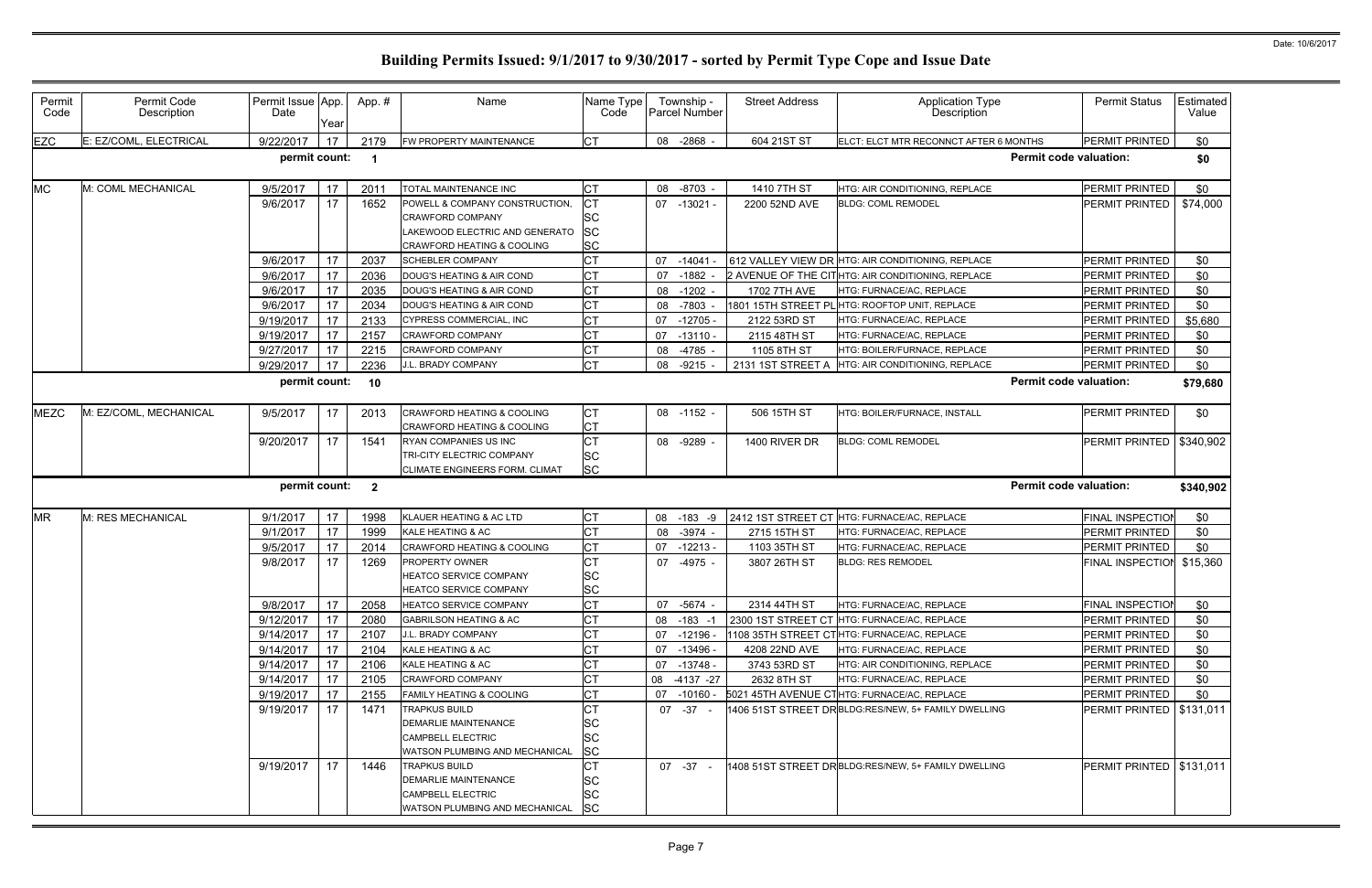# Building Permits Issued: 9/1/2017 to 9/30/2017 - sorted by Permit Type Cope and Issue Date

Date: 10/6/2017

| Permit Code | Permit Code Description | Permit Issue Date | App. Year | App. # | Name | Name Type Code | Township - Parcel Number | Street Address | Application Type Description | Permit Status | Estimated Value |
|---|---|---|---|---|---|---|---|---|---|---|---|
| EZC | E: EZ/COML, ELECTRICAL | 9/22/2017 | 17 | 2179 | FW PROPERTY MAINTENANCE | CT | 08 -2868 - | 604 21ST ST | ELCT: ELCT MTR RECONNCT AFTER 6 MONTHS | PERMIT PRINTED | $0 |
| | | permit count: | | 1 | | | | | Permit code valuation: | | $0 |
| MC | M: COML MECHANICAL | 9/5/2017 | 17 | 2011 | TOTAL MAINTENANCE INC | CT | 08 -8703 - | 1410 7TH ST | HTG: AIR CONDITIONING, REPLACE | PERMIT PRINTED | $0 |
| | | 9/6/2017 | 17 | 1652 | POWELL & COMPANY CONSTRUCTION, CRAWFORD COMPANY LAKEWOOD ELECTRIC AND GENERATO CRAWFORD HEATING & COOLING | CT SC SC SC | 07 -13021 - | 2200 52ND AVE | BLDG: COML REMODEL | PERMIT PRINTED | $74,000 |
| | | 9/6/2017 | 17 | 2037 | SCHEBLER COMPANY | CT | 07 -14041 - | 612 VALLEY VIEW DR | HTG: AIR CONDITIONING, REPLACE | PERMIT PRINTED | $0 |
| | | 9/6/2017 | 17 | 2036 | DOUG'S HEATING & AIR COND | CT | 07 -1882 - | 2 AVENUE OF THE CIT | HTG: AIR CONDITIONING, REPLACE | PERMIT PRINTED | $0 |
| | | 9/6/2017 | 17 | 2035 | DOUG'S HEATING & AIR COND | CT | 08 -1202 - | 1702 7TH AVE | HTG: FURNACE/AC, REPLACE | PERMIT PRINTED | $0 |
| | | 9/6/2017 | 17 | 2034 | DOUG'S HEATING & AIR COND | CT | 08 -7803 - | 1801 15TH STREET PL | HTG: ROOFTOP UNIT, REPLACE | PERMIT PRINTED | $0 |
| | | 9/19/2017 | 17 | 2133 | CYPRESS COMMERCIAL, INC | CT | 07 -12705 - | 2122 53RD ST | HTG: FURNACE/AC, REPLACE | PERMIT PRINTED | $5,680 |
| | | 9/19/2017 | 17 | 2157 | CRAWFORD COMPANY | CT | 07 -13110 - | 2115 48TH ST | HTG: FURNACE/AC, REPLACE | PERMIT PRINTED | $0 |
| | | 9/27/2017 | 17 | 2215 | CRAWFORD COMPANY | CT | 08 -4785 - | 1105 8TH ST | HTG: BOILER/FURNACE, REPLACE | PERMIT PRINTED | $0 |
| | | 9/29/2017 | 17 | 2236 | J.L. BRADY COMPANY | CT | 08 -9215 - | 2131 1ST STREET A | HTG: AIR CONDITIONING, REPLACE | PERMIT PRINTED | $0 |
| | | permit count: | | 10 | | | | | Permit code valuation: | | $79,680 |
| MEZC | M: EZ/COML, MECHANICAL | 9/5/2017 | 17 | 2013 | CRAWFORD HEATING & COOLING CRAWFORD HEATING & COOLING | CT CT | 08 -1152 - | 506 15TH ST | HTG: BOILER/FURNACE, INSTALL | PERMIT PRINTED | $0 |
| | | 9/20/2017 | 17 | 1541 | RYAN COMPANIES US INC TRI-CITY ELECTRIC COMPANY CLIMATE ENGINEERS FORM. CLIMAT | CT SC SC | 08 -9289 - | 1400 RIVER DR | BLDG: COML REMODEL | PERMIT PRINTED | $340,902 |
| | | permit count: | | 2 | | | | | Permit code valuation: | | $340,902 |
| MR | M: RES MECHANICAL | 9/1/2017 | 17 | 1998 | KLAUER HEATING & AC LTD | CT | 08 -183 -9 | 2412 1ST STREET CT | HTG: FURNACE/AC, REPLACE | FINAL INSPECTION | $0 |
| | | 9/1/2017 | 17 | 1999 | KALE HEATING & AC | CT | 08 -3974 - | 2715 15TH ST | HTG: FURNACE/AC, REPLACE | PERMIT PRINTED | $0 |
| | | 9/5/2017 | 17 | 2014 | CRAWFORD HEATING & COOLING | CT | 07 -12213 - | 1103 35TH ST | HTG: FURNACE/AC, REPLACE | PERMIT PRINTED | $0 |
| | | 9/8/2017 | 17 | 1269 | PROPERTY OWNER HEATCO SERVICE COMPANY HEATCO SERVICE COMPANY | CT SC SC | 07 -4975 - | 3807 26TH ST | BLDG: RES REMODEL | FINAL INSPECTION | $15,360 |
| | | 9/8/2017 | 17 | 2058 | HEATCO SERVICE COMPANY | CT | 07 -5674 - | 2314 44TH ST | HTG: FURNACE/AC, REPLACE | FINAL INSPECTION | $0 |
| | | 9/12/2017 | 17 | 2080 | GABRILSON HEATING & AC | CT | 08 -183 -1 | 2300 1ST STREET CT | HTG: FURNACE/AC, REPLACE | PERMIT PRINTED | $0 |
| | | 9/14/2017 | 17 | 2107 | J.L. BRADY COMPANY | CT | 07 -12196 - | 1108 35TH STREET CT | HTG: FURNACE/AC, REPLACE | PERMIT PRINTED | $0 |
| | | 9/14/2017 | 17 | 2104 | KALE HEATING & AC | CT | 07 -13496 - | 4208 22ND AVE | HTG: FURNACE/AC, REPLACE | PERMIT PRINTED | $0 |
| | | 9/14/2017 | 17 | 2106 | KALE HEATING & AC | CT | 07 -13748 - | 3743 53RD ST | HTG: AIR CONDITIONING, REPLACE | PERMIT PRINTED | $0 |
| | | 9/14/2017 | 17 | 2105 | CRAWFORD COMPANY | CT | 08 -4137 -27 | 2632 8TH ST | HTG: FURNACE/AC, REPLACE | PERMIT PRINTED | $0 |
| | | 9/19/2017 | 17 | 2155 | FAMILY HEATING & COOLING | CT | 07 -10160 - | 5021 45TH AVENUE CT | HTG: FURNACE/AC, REPLACE | PERMIT PRINTED | $0 |
| | | 9/19/2017 | 17 | 1471 | TRAPKUS BUILD DEMARLIE MAINTENANCE CAMPBELL ELECTRIC WATSON PLUMBING AND MECHANICAL | CT SC SC SC | 07 -37 - | 1406 51ST STREET DR | BLDG:RES/NEW, 5+ FAMILY DWELLING | PERMIT PRINTED | $131,011 |
| | | 9/19/2017 | 17 | 1446 | TRAPKUS BUILD DEMARLIE MAINTENANCE CAMPBELL ELECTRIC WATSON PLUMBING AND MECHANICAL | CT SC SC SC | 07 -37 - | 1408 51ST STREET DR | BLDG:RES/NEW, 5+ FAMILY DWELLING | PERMIT PRINTED | $131,011 |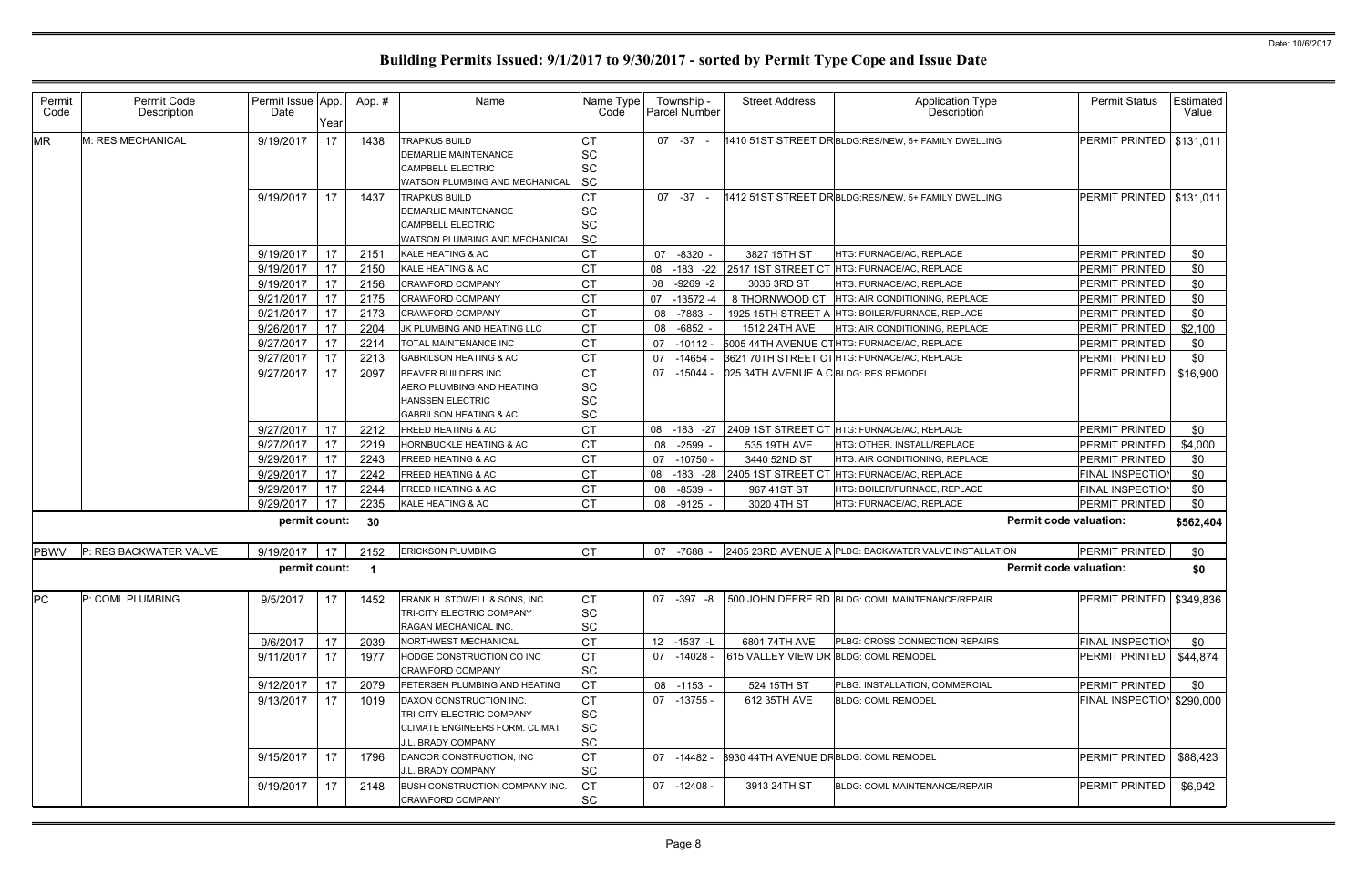# Building Permits Issued: 9/1/2017 to 9/30/2017 - sorted by Permit Type Cope and Issue Date

| Permit Code | Permit Code Description | Permit Issue Date | App. Year | App. # | Name | Name Type Code | Township - Parcel Number | Street Address | Application Type Description | Permit Status | Estimated Value |
|---|---|---|---|---|---|---|---|---|---|---|---|
| MR | M: RES MECHANICAL | 9/19/2017 | 17 | 1438 | TRAPKUS BUILD<br>DEMARLIE MAINTENANCE<br>CAMPBELL ELECTRIC<br>WATSON PLUMBING AND MECHANICAL | CT<br>SC<br>SC<br>SC | 07 -37 - | 1410 51ST STREET DR | BLDG:RES/NEW, 5+ FAMILY DWELLING | PERMIT PRINTED | $131,011 |
| | | 9/19/2017 | 17 | 1437 | TRAPKUS BUILD<br>DEMARLIE MAINTENANCE<br>CAMPBELL ELECTRIC<br>WATSON PLUMBING AND MECHANICAL | CT<br>SC<br>SC<br>SC | 07 -37 - | 1412 51ST STREET DR | BLDG:RES/NEW, 5+ FAMILY DWELLING | PERMIT PRINTED | $131,011 |
| | | 9/19/2017 | 17 | 2151 | KALE HEATING & AC | CT | 07 -8320 - | 3827 15TH ST | HTG: FURNACE/AC, REPLACE | PERMIT PRINTED | $0 |
| | | 9/19/2017 | 17 | 2150 | KALE HEATING & AC | CT | 08 -183 -22 | 2517 1ST STREET CT | HTG: FURNACE/AC, REPLACE | PERMIT PRINTED | $0 |
| | | 9/19/2017 | 17 | 2156 | CRAWFORD COMPANY | CT | 08 -9269 -2 | 3036 3RD ST | HTG: FURNACE/AC, REPLACE | PERMIT PRINTED | $0 |
| | | 9/21/2017 | 17 | 2175 | CRAWFORD COMPANY | CT | 07 -13572 -4 | 8 THORNWOOD CT | HTG: AIR CONDITIONING, REPLACE | PERMIT PRINTED | $0 |
| | | 9/21/2017 | 17 | 2173 | CRAWFORD COMPANY | CT | 08 -7883 - | 1925 15TH STREET A | HTG: BOILER/FURNACE, REPLACE | PERMIT PRINTED | $0 |
| | | 9/26/2017 | 17 | 2204 | JK PLUMBING AND HEATING LLC | CT | 08 -6852 - | 1512 24TH AVE | HTG: AIR CONDITIONING, REPLACE | PERMIT PRINTED | $2,100 |
| | | 9/27/2017 | 17 | 2214 | TOTAL MAINTENANCE INC | CT | 07 -10112 - | 5005 44TH AVENUE CT | HTG: FURNACE/AC, REPLACE | PERMIT PRINTED | $0 |
| | | 9/27/2017 | 17 | 2213 | GABRILSON HEATING & AC | CT | 07 -14654 - | 3621 70TH STREET CT | HTG: FURNACE/AC, REPLACE | PERMIT PRINTED | $0 |
| | | 9/27/2017 | 17 | 2097 | BEAVER BUILDERS INC<br>AERO PLUMBING AND HEATING<br>HANSSEN ELECTRIC<br>GABRILSON HEATING & AC | CT<br>SC<br>SC<br>SC | 07 -15044 - | 025 34TH AVENUE A C | BLDG: RES REMODEL | PERMIT PRINTED | $16,900 |
| | | 9/27/2017 | 17 | 2212 | FREED HEATING & AC | CT | 08 -183 -27 | 2409 1ST STREET CT | HTG: FURNACE/AC, REPLACE | PERMIT PRINTED | $0 |
| | | 9/27/2017 | 17 | 2219 | HORNBUCKLE HEATING & AC | CT | 08 -2599 - | 535 19TH AVE | HTG: OTHER, INSTALL/REPLACE | PERMIT PRINTED | $4,000 |
| | | 9/29/2017 | 17 | 2243 | FREED HEATING & AC | CT | 07 -10750 - | 3440 52ND ST | HTG: AIR CONDITIONING, REPLACE | PERMIT PRINTED | $0 |
| | | 9/29/2017 | 17 | 2242 | FREED HEATING & AC | CT | 08 -183 -28 | 2405 1ST STREET CT | HTG: FURNACE/AC, REPLACE | FINAL INSPECTION | $0 |
| | | 9/29/2017 | 17 | 2244 | FREED HEATING & AC | CT | 08 -8539 - | 967 41ST ST | HTG: BOILER/FURNACE, REPLACE | FINAL INSPECTION | $0 |
| | | 9/29/2017 | 17 | 2235 | KALE HEATING & AC | CT | 08 -9125 - | 3020 4TH ST | HTG: FURNACE/AC, REPLACE | PERMIT PRINTED | $0 |
| | | **permit count:** | | **30** | | | | | **Permit code valuation:** | | **$562,404** |
| PBWV | P: RES BACKWATER VALVE | 9/19/2017 | 17 | 2152 | ERICKSON PLUMBING | CT | 07 -7688 - | 2405 23RD AVENUE A | PLBG: BACKWATER VALVE INSTALLATION | PERMIT PRINTED | $0 |
| | | **permit count:** | | **1** | | | | | **Permit code valuation:** | | **$0** |
| PC | P: COML PLUMBING | 9/5/2017 | 17 | 1452 | FRANK H. STOWELL & SONS, INC<br>TRI-CITY ELECTRIC COMPANY<br>RAGAN MECHANICAL INC. | CT<br>SC<br>SC | 07 -397 -8 | 500 JOHN DEERE RD | BLDG: COML MAINTENANCE/REPAIR | PERMIT PRINTED | $349,836 |
| | | 9/6/2017 | 17 | 2039 | NORTHWEST MECHANICAL | CT | 12 -1537 -L | 6801 74TH AVE | PLBG: CROSS CONNECTION REPAIRS | FINAL INSPECTION | $0 |
| | | 9/11/2017 | 17 | 1977 | HODGE CONSTRUCTION CO INC<br>CRAWFORD COMPANY | CT<br>SC | 07 -14028 - | 615 VALLEY VIEW DR | BLDG: COML REMODEL | PERMIT PRINTED | $44,874 |
| | | 9/12/2017 | 17 | 2079 | PETERSEN PLUMBING AND HEATING | CT | 08 -1153 - | 524 15TH ST | PLBG: INSTALLATION, COMMERCIAL | PERMIT PRINTED | $0 |
| | | 9/13/2017 | 17 | 1019 | DAXON CONSTRUCTION INC.<br>TRI-CITY ELECTRIC COMPANY<br>CLIMATE ENGINEERS FORM. CLIMAT<br>J.L. BRADY COMPANY | CT<br>SC<br>SC<br>SC | 07 -13755 - | 612 35TH AVE | BLDG: COML REMODEL | FINAL INSPECTION | $290,000 |
| | | 9/15/2017 | 17 | 1796 | DANCOR CONSTRUCTION, INC<br>J.L. BRADY COMPANY | CT<br>SC | 07 -14482 - | 3930 44TH AVENUE DR | BLDG: COML REMODEL | PERMIT PRINTED | $88,423 |
| | | 9/19/2017 | 17 | 2148 | BUSH CONSTRUCTION COMPANY INC.<br>CRAWFORD COMPANY | CT<br>SC | 07 -12408 - | 3913 24TH ST | BLDG: COML MAINTENANCE/REPAIR | PERMIT PRINTED | $6,942 |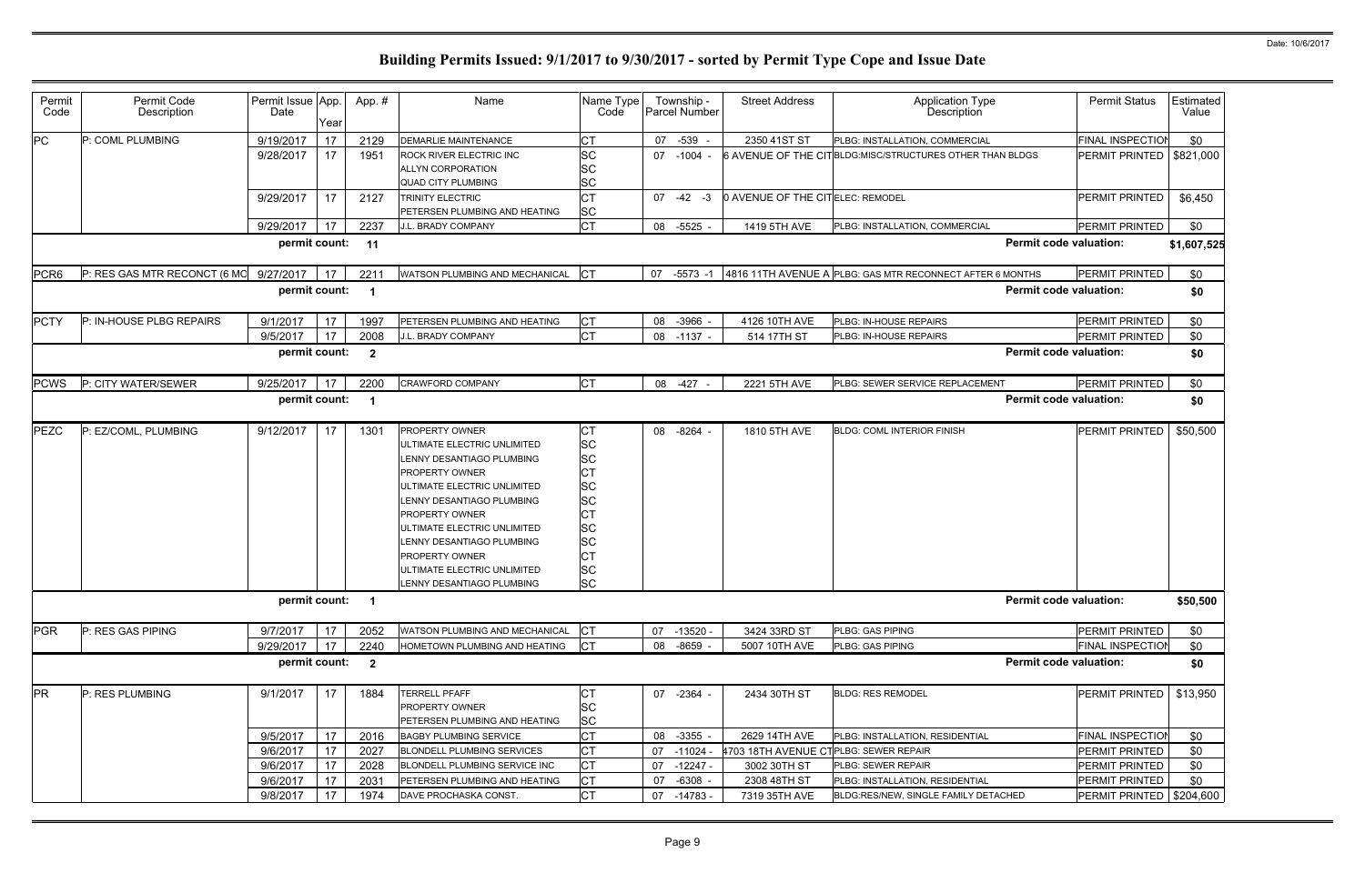# Building Permits Issued: 9/1/2017 to 9/30/2017 - sorted by Permit Type Cope and Issue Date

| Permit Code | Permit Code Description | Permit Issue Date | App. Year | App. # | Name | Name Type Code | Township - Parcel Number | Street Address | Application Type Description | Permit Status | Estimated Value |
|---|---|---|---|---|---|---|---|---|---|---|---|
| PC | P: COML PLUMBING | 9/19/2017 | 17 | 2129 | DEMARLIE MAINTENANCE | CT | 07 -539 - | 2350 41ST ST | PLBG: INSTALLATION, COMMERCIAL | FINAL INSPECTION | $0 |
| | | 9/28/2017 | 17 | 1951 | ROCK RIVER ELECTRIC INC<br>ALLYN CORPORATION<br>QUAD CITY PLUMBING | SC<br>SC<br>SC | 07 -1004 - | 6 AVENUE OF THE CIT | BLDG:MISC/STRUCTURES OTHER THAN BLDGS | PERMIT PRINTED | $821,000 |
| | | 9/29/2017 | 17 | 2127 | TRINITY ELECTRIC<br>PETERSEN PLUMBING AND HEATING | CT<br>SC | 07 -42 -3 | 0 AVENUE OF THE CIT | ELEC: REMODEL | PERMIT PRINTED | $6,450 |
| | | 9/29/2017 | 17 | 2237 | J.L. BRADY COMPANY | CT | 08 -5525 - | 1419 5TH AVE | PLBG: INSTALLATION, COMMERCIAL | PERMIT PRINTED | $0 |
| | | **permit count:** | | **11** | | | | | **Permit code valuation:** | | **$1,607,525** |
| PCR6 | P: RES GAS MTR RECONCT (6 MO | 9/27/2017 | 17 | 2211 | WATSON PLUMBING AND MECHANICAL | CT | 07 -5573 -1 | 4816 11TH AVENUE A | PLBG: GAS MTR RECONNECT AFTER 6 MONTHS | PERMIT PRINTED | $0 |
| | | **permit count:** | | **1** | | | | | **Permit code valuation:** | | **$0** |
| PCTY | P: IN-HOUSE PLBG REPAIRS | 9/1/2017 | 17 | 1997 | PETERSEN PLUMBING AND HEATING | CT | 08 -3966 - | 4126 10TH AVE | PLBG: IN-HOUSE REPAIRS | PERMIT PRINTED | $0 |
| | | 9/5/2017 | 17 | 2008 | J.L. BRADY COMPANY | CT | 08 -1137 - | 514 17TH ST | PLBG: IN-HOUSE REPAIRS | PERMIT PRINTED | $0 |
| | | **permit count:** | | **2** | | | | | **Permit code valuation:** | | **$0** |
| PCWS | P: CITY WATER/SEWER | 9/25/2017 | 17 | 2200 | CRAWFORD COMPANY | CT | 08 -427 - | 2221 5TH AVE | PLBG: SEWER SERVICE REPLACEMENT | PERMIT PRINTED | $0 |
| | | **permit count:** | | **1** | | | | | **Permit code valuation:** | | **$0** |
| PEZC | P: EZ/COML, PLUMBING | 9/12/2017 | 17 | 1301 | PROPERTY OWNER<br>ULTIMATE ELECTRIC UNLIMITED<br>LENNY DESANTIAGO PLUMBING<br>PROPERTY OWNER<br>ULTIMATE ELECTRIC UNLIMITED<br>LENNY DESANTIAGO PLUMBING<br>PROPERTY OWNER<br>ULTIMATE ELECTRIC UNLIMITED<br>LENNY DESANTIAGO PLUMBING<br>PROPERTY OWNER<br>ULTIMATE ELECTRIC UNLIMITED<br>LENNY DESANTIAGO PLUMBING | CT<br>SC<br>SC<br>CT<br>SC<br>SC<br>CT<br>SC<br>SC<br>CT<br>SC<br>SC | 08 -8264 - | 1810 5TH AVE | BLDG: COML INTERIOR FINISH | PERMIT PRINTED | $50,500 |
| | | **permit count:** | | **1** | | | | | **Permit code valuation:** | | **$50,500** |
| PGR | P: RES GAS PIPING | 9/7/2017 | 17 | 2052 | WATSON PLUMBING AND MECHANICAL | CT | 07 -13520 - | 3424 33RD ST | PLBG: GAS PIPING | PERMIT PRINTED | $0 |
| | | 9/29/2017 | 17 | 2240 | HOMETOWN PLUMBING AND HEATING | CT | 08 -8659 - | 5007 10TH AVE | PLBG: GAS PIPING | FINAL INSPECTION | $0 |
| | | **permit count:** | | **2** | | | | | **Permit code valuation:** | | **$0** |
| PR | P: RES PLUMBING | 9/1/2017 | 17 | 1884 | TERRELL PFAFF<br>PROPERTY OWNER<br>PETERSEN PLUMBING AND HEATING | CT<br>SC<br>SC | 07 -2364 - | 2434 30TH ST | BLDG: RES REMODEL | PERMIT PRINTED | $13,950 |
| | | 9/5/2017 | 17 | 2016 | BAGBY PLUMBING SERVICE | CT | 08 -3355 - | 2629 14TH AVE | PLBG: INSTALLATION, RESIDENTIAL | FINAL INSPECTION | $0 |
| | | 9/6/2017 | 17 | 2027 | BLONDELL PLUMBING SERVICES | CT | 07 -11024 - | 4703 18TH AVENUE CT | PLBG: SEWER REPAIR | PERMIT PRINTED | $0 |
| | | 9/6/2017 | 17 | 2028 | BLONDELL PLUMBING SERVICE INC | CT | 07 -12247 - | 3002 30TH ST | PLBG: SEWER REPAIR | PERMIT PRINTED | $0 |
| | | 9/6/2017 | 17 | 2031 | PETERSEN PLUMBING AND HEATING | CT | 07 -6308 - | 2308 48TH ST | PLBG: INSTALLATION, RESIDENTIAL | PERMIT PRINTED | $0 |
| | | 9/8/2017 | 17 | 1974 | DAVE PROCHASKA CONST. | CT | 07 -14783 - | 7319 35TH AVE | BLDG:RES/NEW, SINGLE FAMILY DETACHED | PERMIT PRINTED | $204,600 |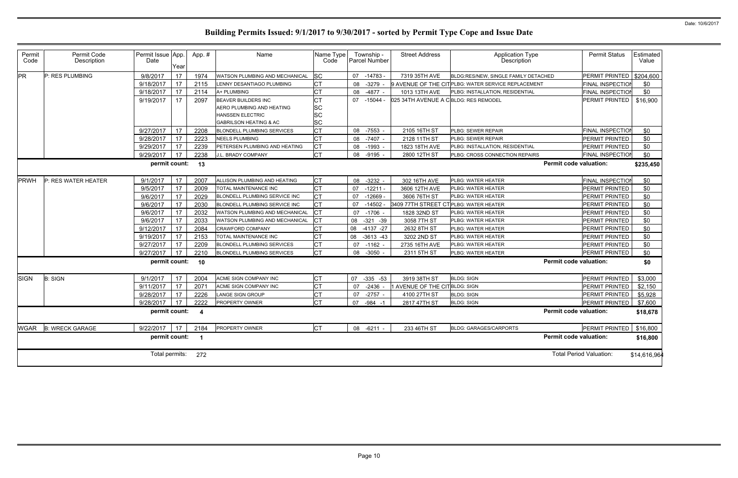# Building Permits Issued: 9/1/2017 to 9/30/2017 - sorted by Permit Type Cope and Issue Date

Date: 10/6/2017

| Permit Code | Permit Code Description | Permit Issue Date | App. Year | App. # | Name | Name Type Code | Township - Parcel Number | Street Address | Application Type Description | Permit Status | Estimated Value |
|---|---|---|---|---|---|---|---|---|---|---|---|
| PR | P: RES PLUMBING | 9/8/2017 | 17 | 1974 | WATSON PLUMBING AND MECHANICAL | SC | 07 -14783 - | 7319 35TH AVE | BLDG:RES/NEW, SINGLE FAMILY DETACHED | PERMIT PRINTED | $204,600 |
| | | 9/18/2017 | 17 | 2115 | LENNY DESANTIAGO PLUMBING | CT | 08 -3279 - | 9 AVENUE OF THE CIT | PLBG: WATER SERVICE REPLACEMENT | FINAL INSPECTION | $0 |
| | | 9/18/2017 | 17 | 2114 | A+ PLUMBING | CT | 08 -4877 - | 1013 13TH AVE | PLBG: INSTALLATION, RESIDENTIAL | FINAL INSPECTION | $0 |
| | | 9/19/2017 | 17 | 2097 | BEAVER BUILDERS INC | CT | 07 -15044 - | 025 34TH AVENUE A C | BLDG: RES REMODEL | PERMIT PRINTED | $16,900 |
| | | | | | AERO PLUMBING AND HEATING | SC | | | | | |
| | | | | | HANSSEN ELECTRIC | SC | | | | | |
| | | | | | GABRILSON HEATING & AC | SC | | | | | |
| | | 9/27/2017 | 17 | 2208 | BLONDELL PLUMBING SERVICES | CT | 08 -7553 - | 2105 16TH ST | PLBG: SEWER REPAIR | FINAL INSPECTION | $0 |
| | | 9/28/2017 | 17 | 2223 | NEELS PLUMBING | CT | 08 -7407 - | 2128 11TH ST | PLBG: SEWER REPAIR | PERMIT PRINTED | $0 |
| | | 9/29/2017 | 17 | 2239 | PETERSEN PLUMBING AND HEATING | CT | 08 -1993 - | 1823 18TH AVE | PLBG: INSTALLATION, RESIDENTIAL | PERMIT PRINTED | $0 |
| | | 9/29/2017 | 17 | 2238 | J.L. BRADY COMPANY | CT | 08 -9195 - | 2800 12TH ST | PLBG: CROSS CONNECTION REPAIRS | FINAL INSPECTION | $0 |
| | | permit count: | | 13 | | | | | Permit code valuation: | | $235,450 |
| PRWH | P: RES WATER HEATER | 9/1/2017 | 17 | 2007 | ALLISON PLUMBING AND HEATING | CT | 08 -3232 - | 302 16TH AVE | PLBG: WATER HEATER | FINAL INSPECTION | $0 |
| | | 9/5/2017 | 17 | 2009 | TOTAL MAINTENANCE INC | CT | 07 -12211 - | 3606 12TH AVE | PLBG: WATER HEATER | PERMIT PRINTED | $0 |
| | | 9/6/2017 | 17 | 2029 | BLONDELL PLUMBING SERVICE INC | CT | 07 -12669 - | 3606 76TH ST | PLBG: WATER HEATER | PERMIT PRINTED | $0 |
| | | 9/6/2017 | 17 | 2030 | BLONDELL PLUMBING SERVICE INC | CT | 07 -14502 - | 3409 77TH STREET CT | PLBG: WATER HEATER | PERMIT PRINTED | $0 |
| | | 9/6/2017 | 17 | 2032 | WATSON PLUMBING AND MECHANICAL | CT | 07 -1706 - | 1828 32ND ST | PLBG: WATER HEATER | PERMIT PRINTED | $0 |
| | | 9/6/2017 | 17 | 2033 | WATSON PLUMBING AND MECHANICAL | CT | 08 -321 -39 | 3058 7TH ST | PLBG: WATER HEATER | PERMIT PRINTED | $0 |
| | | 9/12/2017 | 17 | 2084 | CRAWFORD COMPANY | CT | 08 -4137 -27 | 2632 8TH ST | PLBG: WATER HEATER | PERMIT PRINTED | $0 |
| | | 9/19/2017 | 17 | 2153 | TOTAL MAINTENANCE INC | CT | 08 -3613 -43 | 3202 2ND ST | PLBG: WATER HEATER | PERMIT PRINTED | $0 |
| | | 9/27/2017 | 17 | 2209 | BLONDELL PLUMBING SERVICES | CT | 07 -1162 - | 2735 16TH AVE | PLBG: WATER HEATER | PERMIT PRINTED | $0 |
| | | 9/27/2017 | 17 | 2210 | BLONDELL PLUMBING SERVICES | CT | 08 -3050 - | 2311 5TH ST | PLBG: WATER HEATER | PERMIT PRINTED | $0 |
| | | permit count: | | 10 | | | | | Permit code valuation: | | $0 |
| SIGN | B: SIGN | 9/1/2017 | 17 | 2004 | ACME SIGN COMPANY INC | CT | 07 -335 -53 | 3919 38TH ST | BLDG: SIGN | PERMIT PRINTED | $3,000 |
| | | 9/11/2017 | 17 | 2071 | ACME SIGN COMPANY INC | CT | 07 -2436 - | 1 AVENUE OF THE CIT | BLDG: SIGN | PERMIT PRINTED | $2,150 |
| | | 9/28/2017 | 17 | 2226 | LANGE SIGN GROUP | CT | 07 -2757 - | 4100 27TH ST | BLDG: SIGN | PERMIT PRINTED | $5,928 |
| | | 9/28/2017 | 17 | 2222 | PROPERTY OWNER | CT | 07 -984 -1 | 2817 47TH ST | BLDG: SIGN | PERMIT PRINTED | $7,600 |
| | | permit count: | | 4 | | | | | Permit code valuation: | | $18,678 |
| WGAR | B: WRECK GARAGE | 9/22/2017 | 17 | 2184 | PROPERTY OWNER | CT | 08 -6211 - | 233 46TH ST | BLDG: GARAGES/CARPORTS | PERMIT PRINTED | $16,800 |
| | | permit count: | | 1 | | | | | Permit code valuation: | | $16,800 |
| | | Total permits: | | 272 | | | | | Total Period Valuation: | | $14,616,964 |